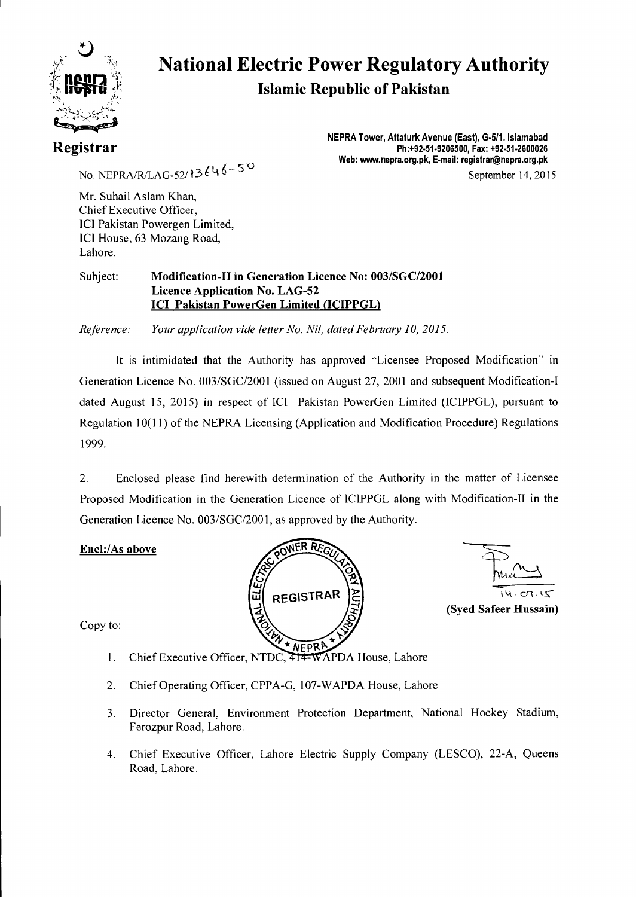# National Electric Power Regulatory Authority

## Islamic Republic of Pakistan

**Registrar**

NEPRA Tower, Attaturk Avenue (East), G-5/1, Islamabad
Ph:+92-51-9206500, Fax: +92-51-2600026
Web: www.nepra.org.pk, E-mail: registrar@nepra.org.pk

No. NEPRA/R/LAG-52/13646-50

September 14, 2015

Mr. Suhail Aslam Khan,
Chief Executive Officer,
ICI Pakistan Powergen Limited,
ICI House, 63 Mozang Road,
Lahore.

Subject: **Modification-II in Generation Licence No: 003/SGC/2001**
**Licence Application No. LAG-52**
**ICI Pakistan PowerGen Limited (ICIPPGL)**

*Reference: Your application vide letter No. Nil, dated February 10, 2015.*

It is intimidated that the Authority has approved "Licensee Proposed Modification" in Generation Licence No. 003/SGC/2001 (issued on August 27, 2001 and subsequent Modification-I dated August 15, 2015) in respect of ICI Pakistan PowerGen Limited (ICIPPGL), pursuant to Regulation 10(11) of the NEPRA Licensing (Application and Modification Procedure) Regulations 1999.

2. Enclosed please find herewith determination of the Authority in the matter of Licensee Proposed Modification in the Generation Licence of ICIPPGL along with Modification-II in the Generation Licence No. 003/SGC/2001, as approved by the Authority.

**Encl:/As above**

14.09.15
**(Syed Safeer Hussain)**

Copy to:

1. Chief Executive Officer, NTDC, 414-WAPDA House, Lahore
2. Chief Operating Officer, CPPA-G, 107-WAPDA House, Lahore
3. Director General, Environment Protection Department, National Hockey Stadium, Ferozpur Road, Lahore.
4. Chief Executive Officer, Lahore Electric Supply Company (LESCO), 22-A, Queens Road, Lahore.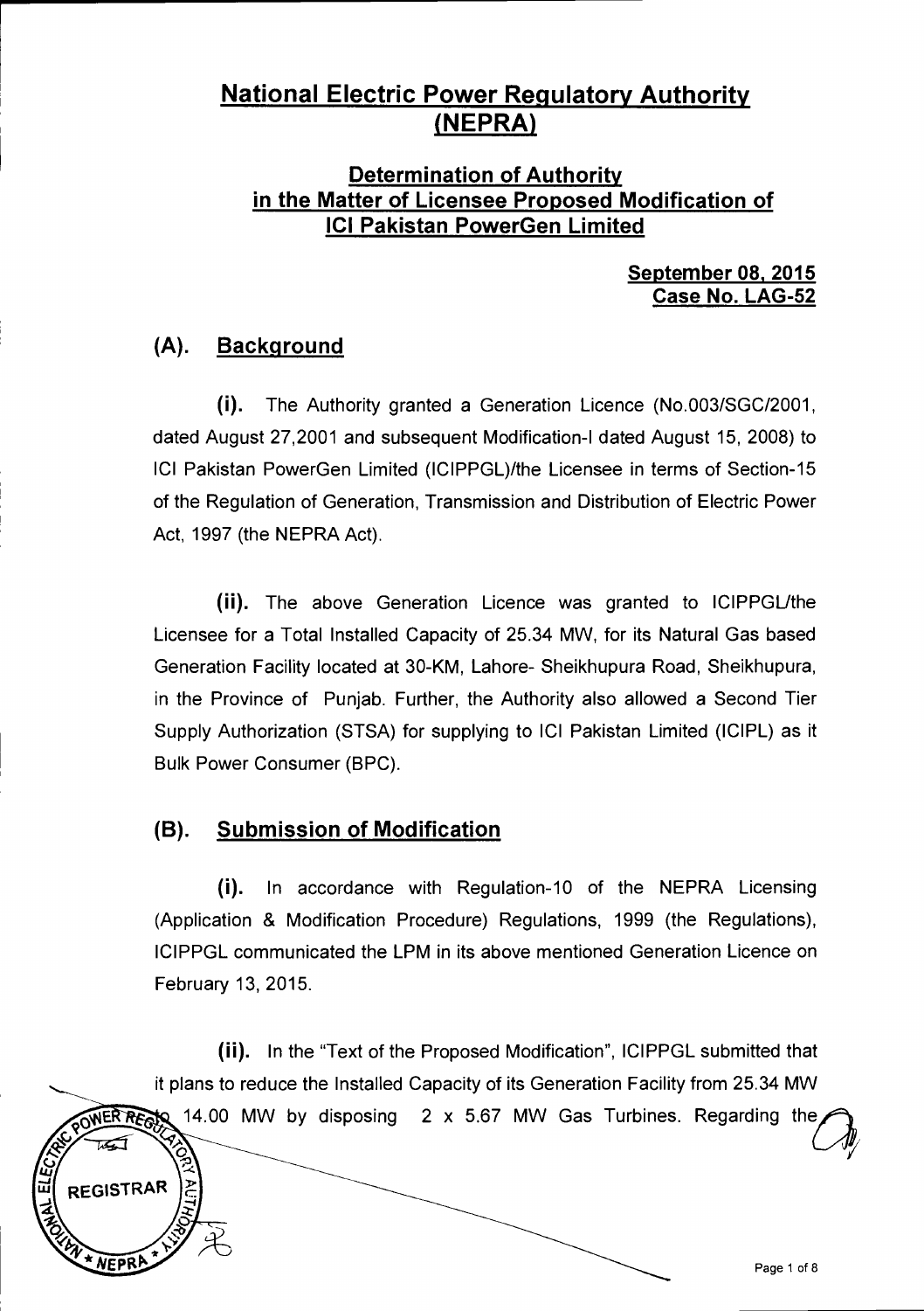# National Electric Power Regulatory Authority (NEPRA)

## Determination of Authority in the Matter of Licensee Proposed Modification of ICI Pakistan PowerGen Limited

**September 08, 2015**
**Case No. LAG-52**

## (A). Background

**(i).** The Authority granted a Generation Licence (No.003/SGC/2001, dated August 27,2001 and subsequent Modification-I dated August 15, 2008) to ICI Pakistan PowerGen Limited (ICIPPGL)/the Licensee in terms of Section-15 of the Regulation of Generation, Transmission and Distribution of Electric Power Act, 1997 (the NEPRA Act).

**(ii).** The above Generation Licence was granted to ICIPPGL/the Licensee for a Total Installed Capacity of 25.34 MW, for its Natural Gas based Generation Facility located at 30-KM, Lahore- Sheikhupura Road, Sheikhupura, in the Province of Punjab. Further, the Authority also allowed a Second Tier Supply Authorization (STSA) for supplying to ICI Pakistan Limited (ICIPL) as it Bulk Power Consumer (BPC).

## (B). Submission of Modification

**(i).** In accordance with Regulation-10 of the NEPRA Licensing (Application & Modification Procedure) Regulations, 1999 (the Regulations), ICIPPGL communicated the LPM in its above mentioned Generation Licence on February 13, 2015.

**(ii).** In the "Text of the Proposed Modification", ICIPPGL submitted that it plans to reduce the Installed Capacity of its Generation Facility from 25.34 MW to 14.00 MW by disposing 2 x 5.67 MW Gas Turbines. Regarding the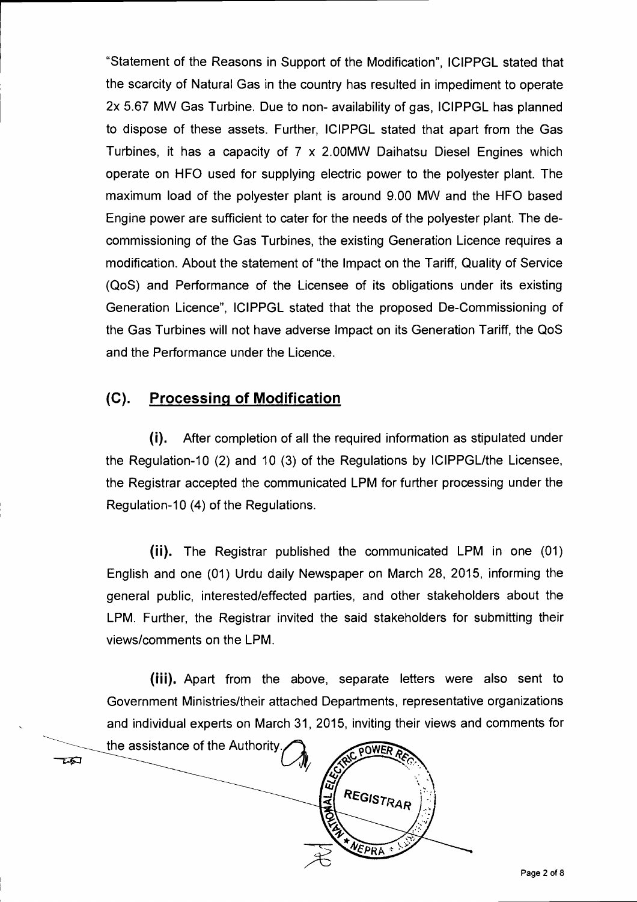"Statement of the Reasons in Support of the Modification", ICIPPGL stated that the scarcity of Natural Gas in the country has resulted in impediment to operate 2x 5.67 MW Gas Turbine. Due to non- availability of gas, ICIPPGL has planned to dispose of these assets. Further, ICIPPGL stated that apart from the Gas Turbines, it has a capacity of 7 x 2.00MW Daihatsu Diesel Engines which operate on HFO used for supplying electric power to the polyester plant. The maximum load of the polyester plant is around 9.00 MW and the HFO based Engine power are sufficient to cater for the needs of the polyester plant. The de-commissioning of the Gas Turbines, the existing Generation Licence requires a modification. About the statement of "the Impact on the Tariff, Quality of Service (QoS) and Performance of the Licensee of its obligations under its existing Generation Licence", ICIPPGL stated that the proposed De-Commissioning of the Gas Turbines will not have adverse Impact on its Generation Tariff, the QoS and the Performance under the Licence.

## (C). Processing of Modification

**(i).** After completion of all the required information as stipulated under the Regulation-10 (2) and 10 (3) of the Regulations by ICIPPGL/the Licensee, the Registrar accepted the communicated LPM for further processing under the Regulation-10 (4) of the Regulations.

**(ii).** The Registrar published the communicated LPM in one (01) English and one (01) Urdu daily Newspaper on March 28, 2015, informing the general public, interested/effected parties, and other stakeholders about the LPM. Further, the Registrar invited the said stakeholders for submitting their views/comments on the LPM.

**(iii).** Apart from the above, separate letters were also sent to Government Ministries/their attached Departments, representative organizations and individual experts on March 31, 2015, inviting their views and comments for the assistance of the Authority.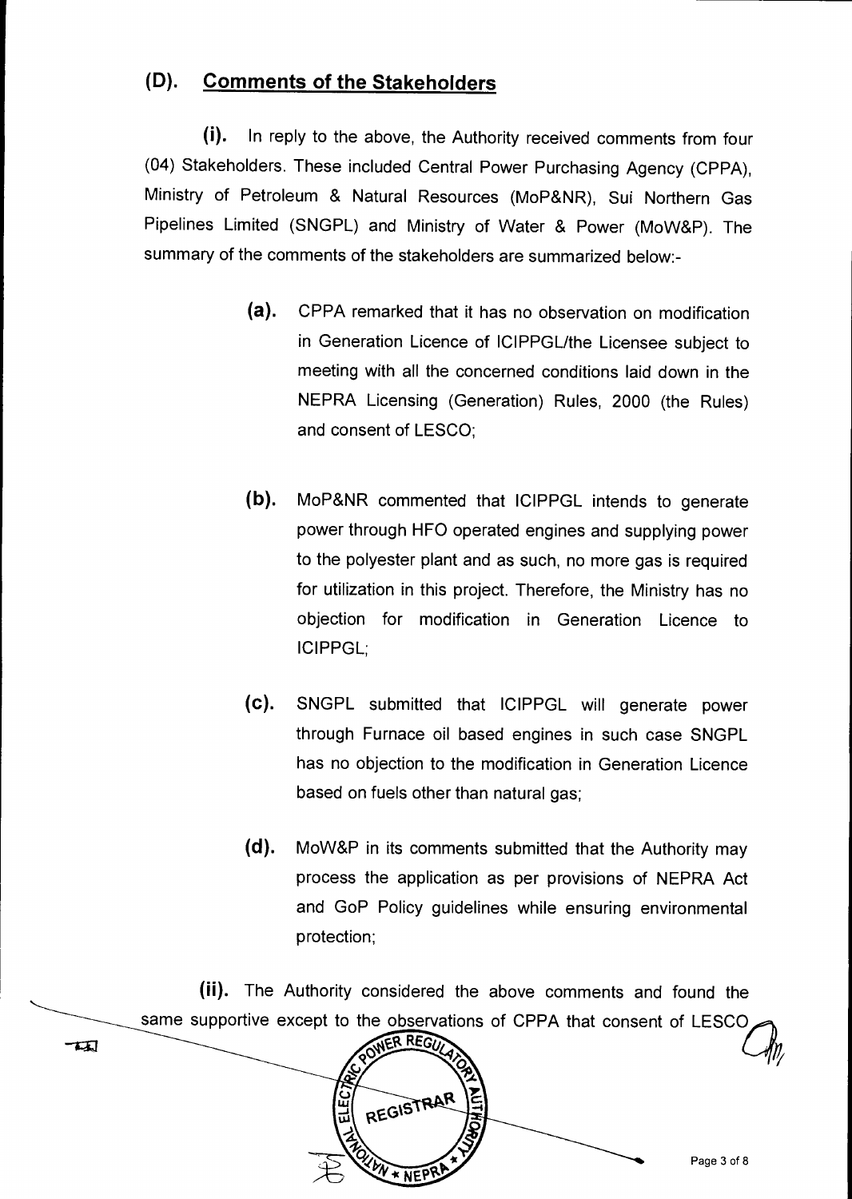## (D). Comments of the Stakeholders

**(i).** In reply to the above, the Authority received comments from four (04) Stakeholders. These included Central Power Purchasing Agency (CPPA), Ministry of Petroleum & Natural Resources (MoP&NR), Sui Northern Gas Pipelines Limited (SNGPL) and Ministry of Water & Power (MoW&P). The summary of the comments of the stakeholders are summarized below:-

> **(a).** CPPA remarked that it has no observation on modification in Generation Licence of ICIPPGL/the Licensee subject to meeting with all the concerned conditions laid down in the NEPRA Licensing (Generation) Rules, 2000 (the Rules) and consent of LESCO;
>
> **(b).** MoP&NR commented that ICIPPGL intends to generate power through HFO operated engines and supplying power to the polyester plant and as such, no more gas is required for utilization in this project. Therefore, the Ministry has no objection for modification in Generation Licence to ICIPPGL;
>
> **(c).** SNGPL submitted that ICIPPGL will generate power through Furnace oil based engines in such case SNGPL has no objection to the modification in Generation Licence based on fuels other than natural gas;
>
> **(d).** MoW&P in its comments submitted that the Authority may process the application as per provisions of NEPRA Act and GoP Policy guidelines while ensuring environmental protection;

**(ii).** The Authority considered the above comments and found the same supportive except to the observations of CPPA that consent of LESCO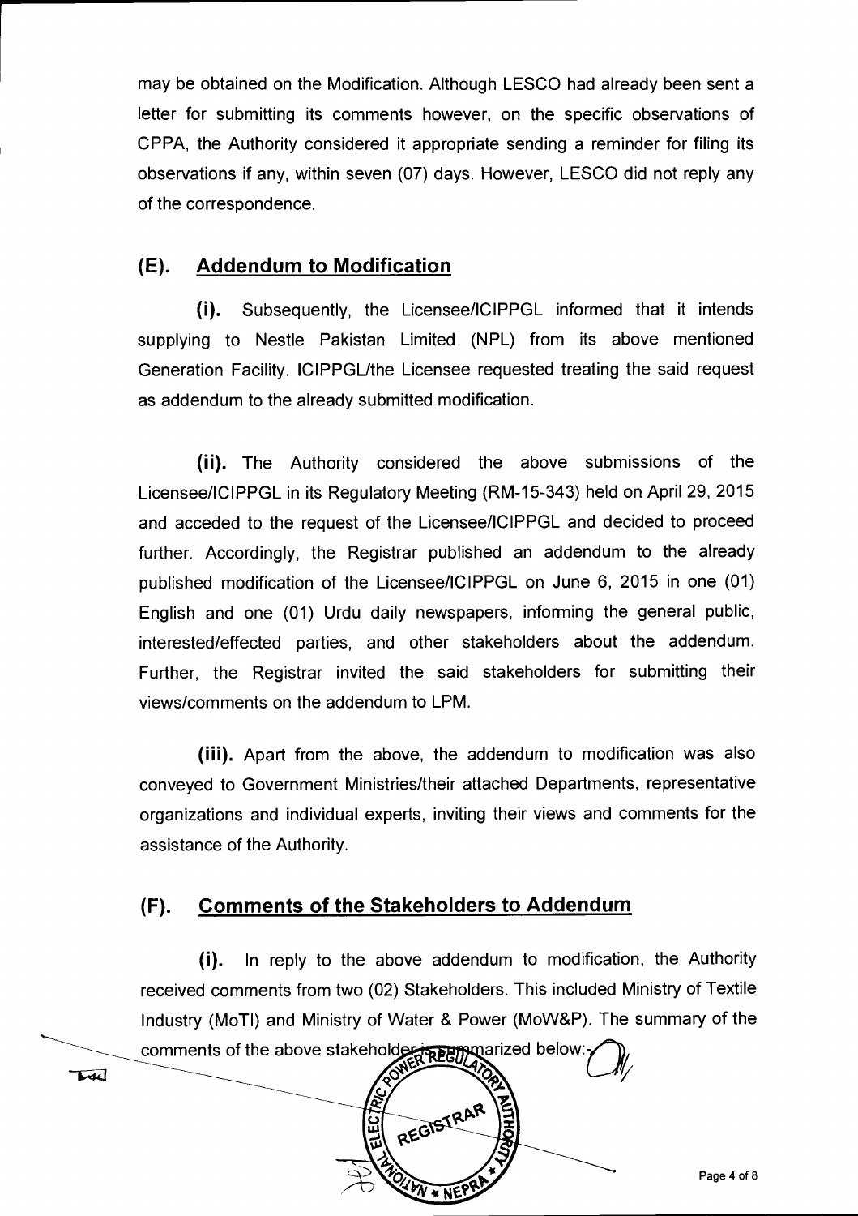may be obtained on the Modification. Although LESCO had already been sent a letter for submitting its comments however, on the specific observations of CPPA, the Authority considered it appropriate sending a reminder for filing its observations if any, within seven (07) days. However, LESCO did not reply any of the correspondence.

## (E). Addendum to Modification

**(i).** Subsequently, the Licensee/ICIPPGL informed that it intends supplying to Nestle Pakistan Limited (NPL) from its above mentioned Generation Facility. ICIPPGL/the Licensee requested treating the said request as addendum to the already submitted modification.

**(ii).** The Authority considered the above submissions of the Licensee/ICIPPGL in its Regulatory Meeting (RM-15-343) held on April 29, 2015 and acceded to the request of the Licensee/ICIPPGL and decided to proceed further. Accordingly, the Registrar published an addendum to the already published modification of the Licensee/ICIPPGL on June 6, 2015 in one (01) English and one (01) Urdu daily newspapers, informing the general public, interested/effected parties, and other stakeholders about the addendum. Further, the Registrar invited the said stakeholders for submitting their views/comments on the addendum to LPM.

**(iii).** Apart from the above, the addendum to modification was also conveyed to Government Ministries/their attached Departments, representative organizations and individual experts, inviting their views and comments for the assistance of the Authority.

## (F). Comments of the Stakeholders to Addendum

**(i).** In reply to the above addendum to modification, the Authority received comments from two (02) Stakeholders. This included Ministry of Textile Industry (MoTI) and Ministry of Water & Power (MoW&P). The summary of the comments of the above stakeholders is summarized below:-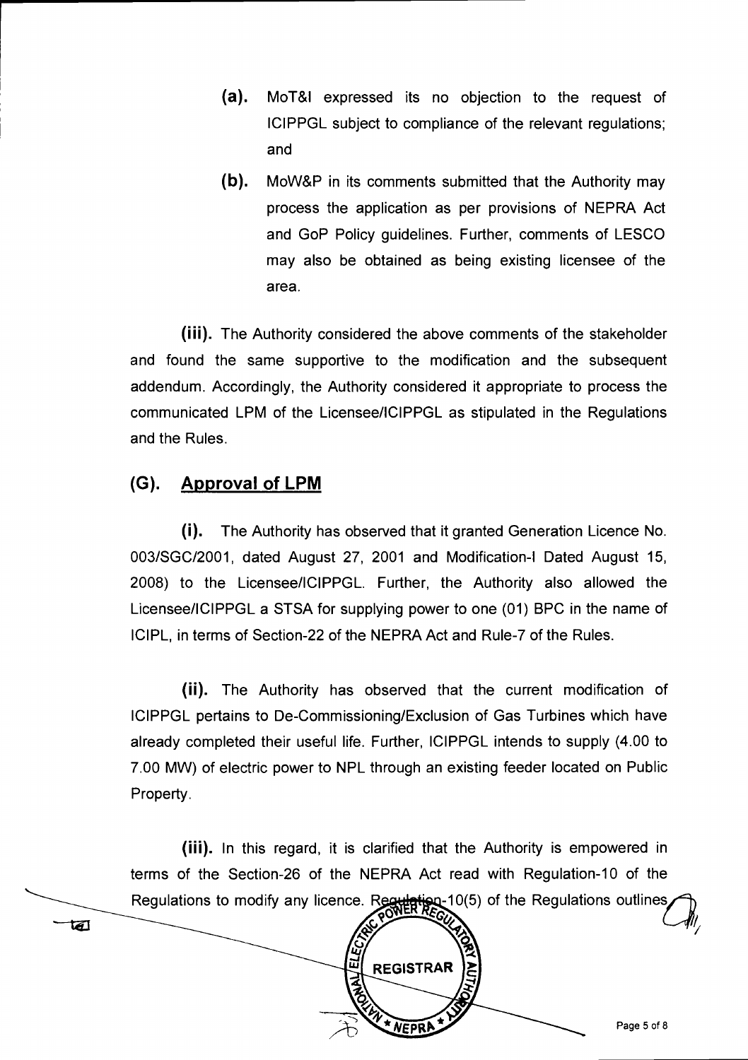(a). MoT&I expressed its no objection to the request of ICIPPGL subject to compliance of the relevant regulations; and

(b). MoW&P in its comments submitted that the Authority may process the application as per provisions of NEPRA Act and GoP Policy guidelines. Further, comments of LESCO may also be obtained as being existing licensee of the area.

(iii). The Authority considered the above comments of the stakeholder and found the same supportive to the modification and the subsequent addendum. Accordingly, the Authority considered it appropriate to process the communicated LPM of the Licensee/ICIPPGL as stipulated in the Regulations and the Rules.

## (G). Approval of LPM

(i). The Authority has observed that it granted Generation Licence No. 003/SGC/2001, dated August 27, 2001 and Modification-I Dated August 15, 2008) to the Licensee/ICIPPGL. Further, the Authority also allowed the Licensee/ICIPPGL a STSA for supplying power to one (01) BPC in the name of ICIPL, in terms of Section-22 of the NEPRA Act and Rule-7 of the Rules.

(ii). The Authority has observed that the current modification of ICIPPGL pertains to De-Commissioning/Exclusion of Gas Turbines which have already completed their useful life. Further, ICIPPGL intends to supply (4.00 to 7.00 MW) of electric power to NPL through an existing feeder located on Public Property.

(iii). In this regard, it is clarified that the Authority is empowered in terms of the Section-26 of the NEPRA Act read with Regulation-10 of the Regulations to modify any licence. Regulation-10(5) of the Regulations outlines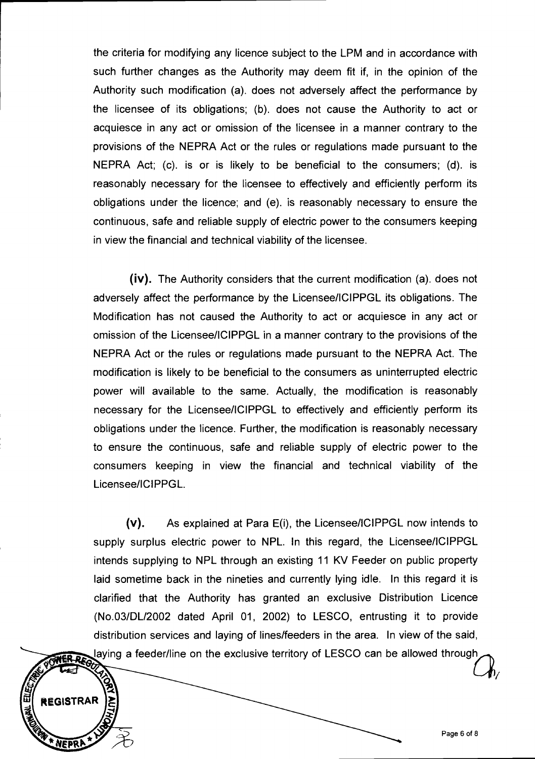the criteria for modifying any licence subject to the LPM and in accordance with such further changes as the Authority may deem fit if, in the opinion of the Authority such modification (a). does not adversely affect the performance by the licensee of its obligations; (b). does not cause the Authority to act or acquiesce in any act or omission of the licensee in a manner contrary to the provisions of the NEPRA Act or the rules or regulations made pursuant to the NEPRA Act; (c). is or is likely to be beneficial to the consumers; (d). is reasonably necessary for the licensee to effectively and efficiently perform its obligations under the licence; and (e). is reasonably necessary to ensure the continuous, safe and reliable supply of electric power to the consumers keeping in view the financial and technical viability of the licensee.

**(iv).** The Authority considers that the current modification (a). does not adversely affect the performance by the Licensee/ICIPPGL its obligations. The Modification has not caused the Authority to act or acquiesce in any act or omission of the Licensee/ICIPPGL in a manner contrary to the provisions of the NEPRA Act or the rules or regulations made pursuant to the NEPRA Act. The modification is likely to be beneficial to the consumers as uninterrupted electric power will available to the same. Actually, the modification is reasonably necessary for the Licensee/ICIPPGL to effectively and efficiently perform its obligations under the licence. Further, the modification is reasonably necessary to ensure the continuous, safe and reliable supply of electric power to the consumers keeping in view the financial and technical viability of the Licensee/ICIPPGL.

**(v).** As explained at Para E(i), the Licensee/ICIPPGL now intends to supply surplus electric power to NPL. In this regard, the Licensee/ICIPPGL intends supplying to NPL through an existing 11 KV Feeder on public property laid sometime back in the nineties and currently lying idle. In this regard it is clarified that the Authority has granted an exclusive Distribution Licence (No.03/DL/2002 dated April 01, 2002) to LESCO, entrusting it to provide distribution services and laying of lines/feeders in the area. In view of the said, laying a feeder/line on the exclusive territory of LESCO can be allowed through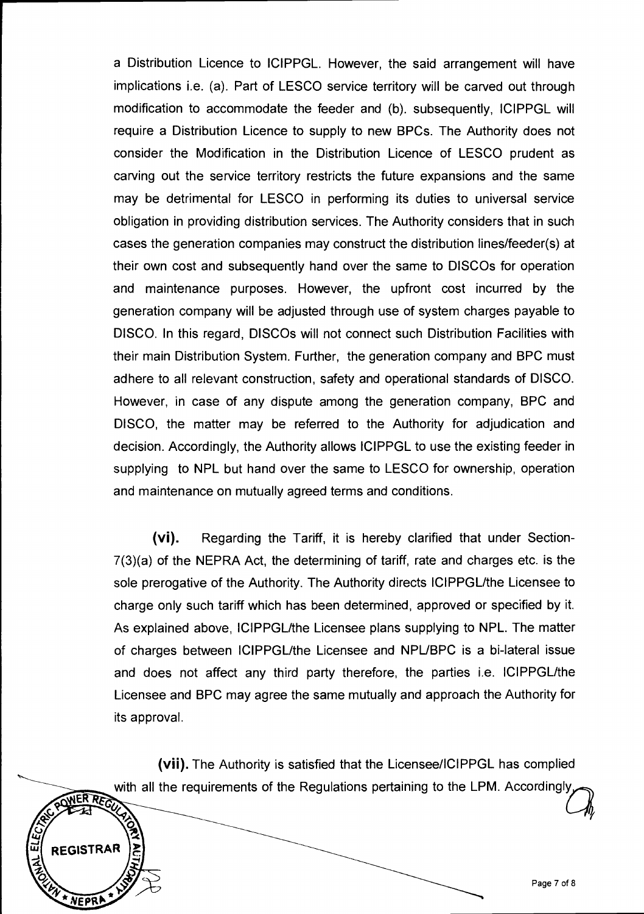a Distribution Licence to ICIPPGL. However, the said arrangement will have implications i.e. (a). Part of LESCO service territory will be carved out through modification to accommodate the feeder and (b). subsequently, ICIPPGL will require a Distribution Licence to supply to new BPCs. The Authority does not consider the Modification in the Distribution Licence of LESCO prudent as carving out the service territory restricts the future expansions and the same may be detrimental for LESCO in performing its duties to universal service obligation in providing distribution services. The Authority considers that in such cases the generation companies may construct the distribution lines/feeder(s) at their own cost and subsequently hand over the same to DISCOs for operation and maintenance purposes. However, the upfront cost incurred by the generation company will be adjusted through use of system charges payable to DISCO. In this regard, DISCOs will not connect such Distribution Facilities with their main Distribution System. Further, the generation company and BPC must adhere to all relevant construction, safety and operational standards of DISCO. However, in case of any dispute among the generation company, BPC and DISCO, the matter may be referred to the Authority for adjudication and decision. Accordingly, the Authority allows ICIPPGL to use the existing feeder in supplying to NPL but hand over the same to LESCO for ownership, operation and maintenance on mutually agreed terms and conditions.

**(vi).** Regarding the Tariff, it is hereby clarified that under Section-7(3)(a) of the NEPRA Act, the determining of tariff, rate and charges etc. is the sole prerogative of the Authority. The Authority directs ICIPPGL/the Licensee to charge only such tariff which has been determined, approved or specified by it. As explained above, ICIPPGL/the Licensee plans supplying to NPL. The matter of charges between ICIPPGL/the Licensee and NPL/BPC is a bi-lateral issue and does not affect any third party therefore, the parties i.e. ICIPPGL/the Licensee and BPC may agree the same mutually and approach the Authority for its approval.

**(vii).** The Authority is satisfied that the Licensee/ICIPPGL has complied with all the requirements of the Regulations pertaining to the LPM. Accordingly,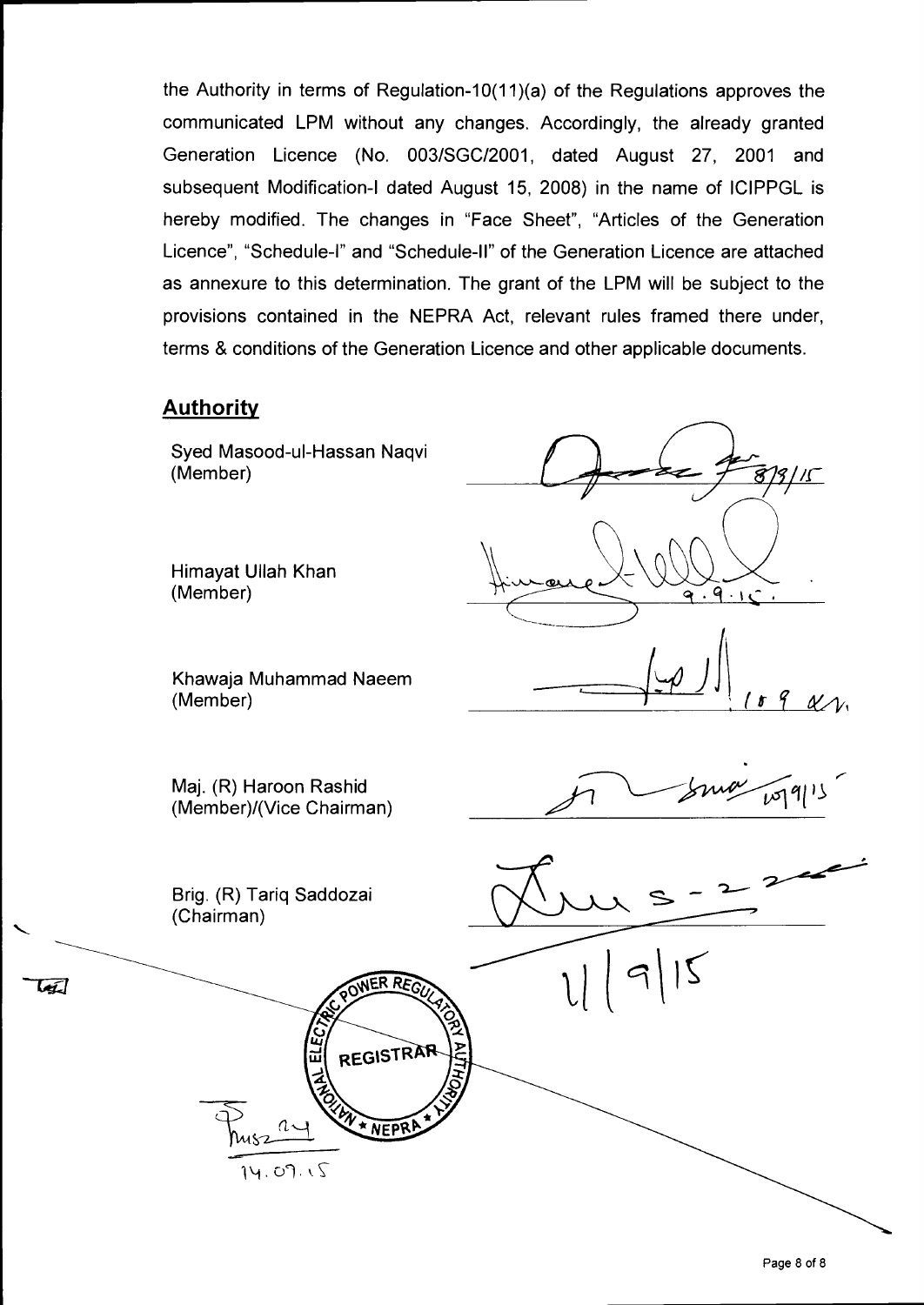the Authority in terms of Regulation-10(11)(a) of the Regulations approves the communicated LPM without any changes. Accordingly, the already granted Generation Licence (No. 003/SGC/2001, dated August 27, 2001 and subsequent Modification-I dated August 15, 2008) in the name of ICIPPGL is hereby modified. The changes in "Face Sheet", "Articles of the Generation Licence", "Schedule-I" and "Schedule-II" of the Generation Licence are attached as annexure to this determination. The grant of the LPM will be subject to the provisions contained in the NEPRA Act, relevant rules framed there under, terms & conditions of the Generation Licence and other applicable documents.

## Authority

Syed Masood-ul-Hassan Naqvi
(Member)

8/9/15

Himayat Ullah Khan
(Member)

9.9.15

Khawaja Muhammad Naeem
(Member)

10 9

Maj. (R) Haroon Rashid
(Member)/(Vice Chairman)

10/9/15

Brig. (R) Tariq Saddozai
(Chairman)

11/9/15

NATIONAL ELECTRIC POWER REGULATORY AUTHORITY
REGISTRAR
NEPRA

14.09.15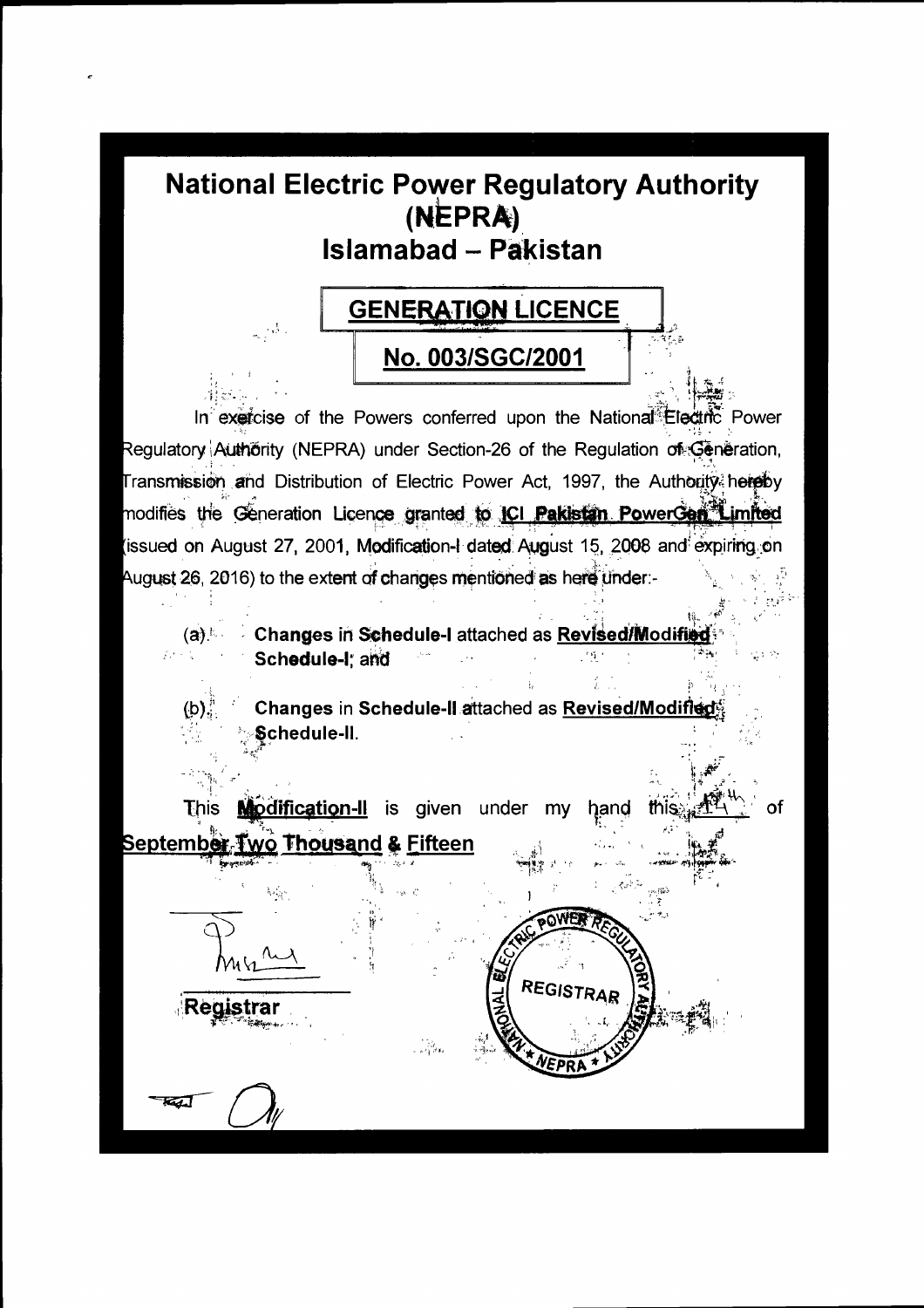# National Electric Power Regulatory Authority (NEPRA)

## Islamabad – Pakistan

## GENERATION LICENCE

## No. 003/SGC/2001

In exercise of the Powers conferred upon the National Electric Power Regulatory Authority (NEPRA) under Section-26 of the Regulation of Generation, Transmission and Distribution of Electric Power Act, 1997, the Authority hereby modifies the Generation Licence granted to **ICI Pakistan PowerGen Limited** (issued on August 27, 2001, Modification-I dated August 15, 2008 and expiring on August 26, 2016) to the extent of changes mentioned as here under:-

(a) **Changes in Schedule-I** attached as **Revised/Modified Schedule-I**; and

(b) **Changes** in **Schedule-II** attached as **Revised/Modified Schedule-II**.

This **Modification-II** is given under my hand this 14th of **September Two Thousand & Fifteen**

**Registrar**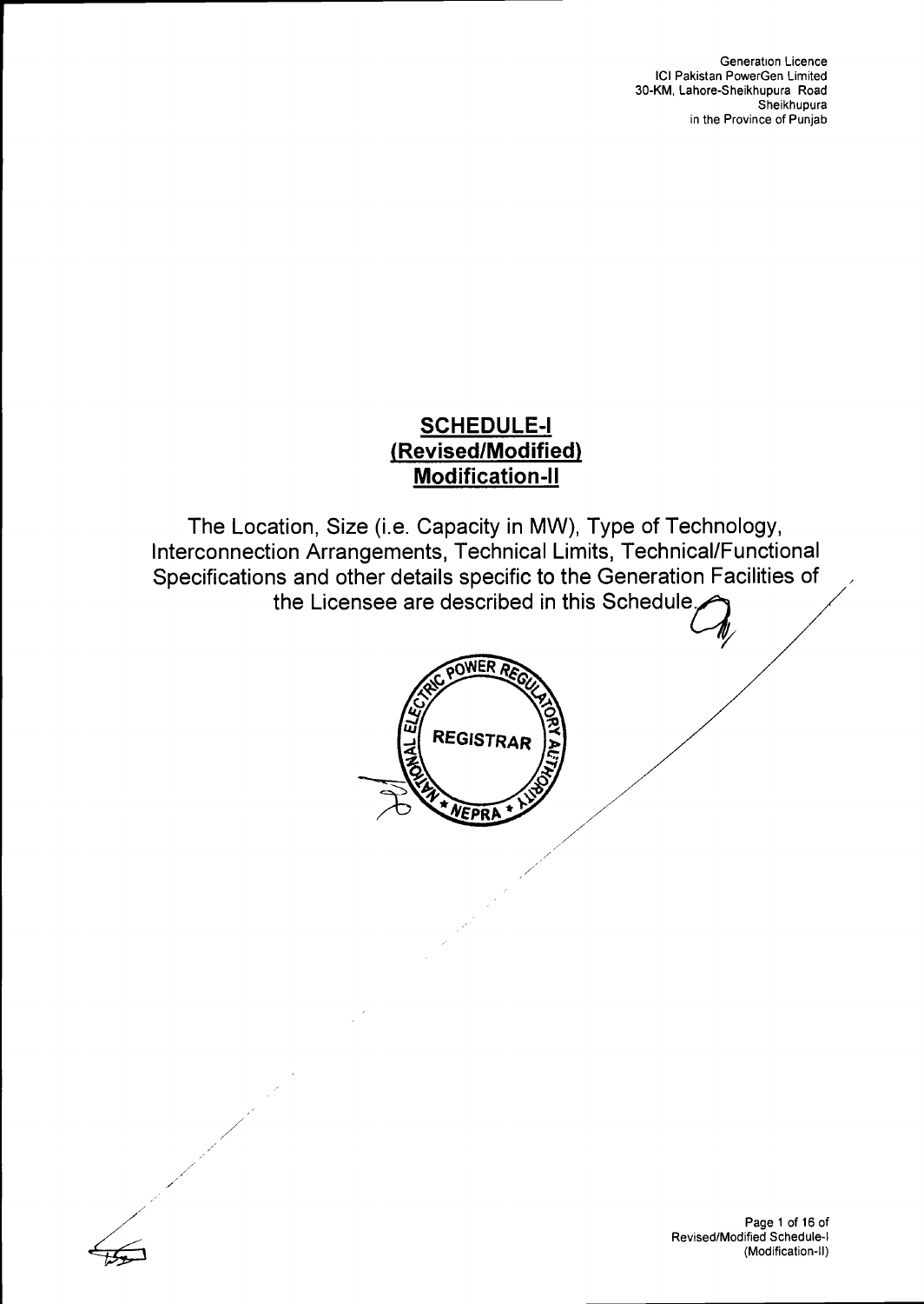Generation Licence
ICI Pakistan PowerGen Limited
30-KM, Lahore-Sheikhupura Road
Sheikhupura
in the Province of Punjab

# SCHEDULE-I
## (Revised/Modified)
## Modification-II

The Location, Size (i.e. Capacity in MW), Type of Technology, Interconnection Arrangements, Technical Limits, Technical/Functional Specifications and other details specific to the Generation Facilities of the Licensee are described in this Schedule.

REGISTRAR
NATIONAL ELECTRIC POWER REGULATORY AUTHORITY
NEPRA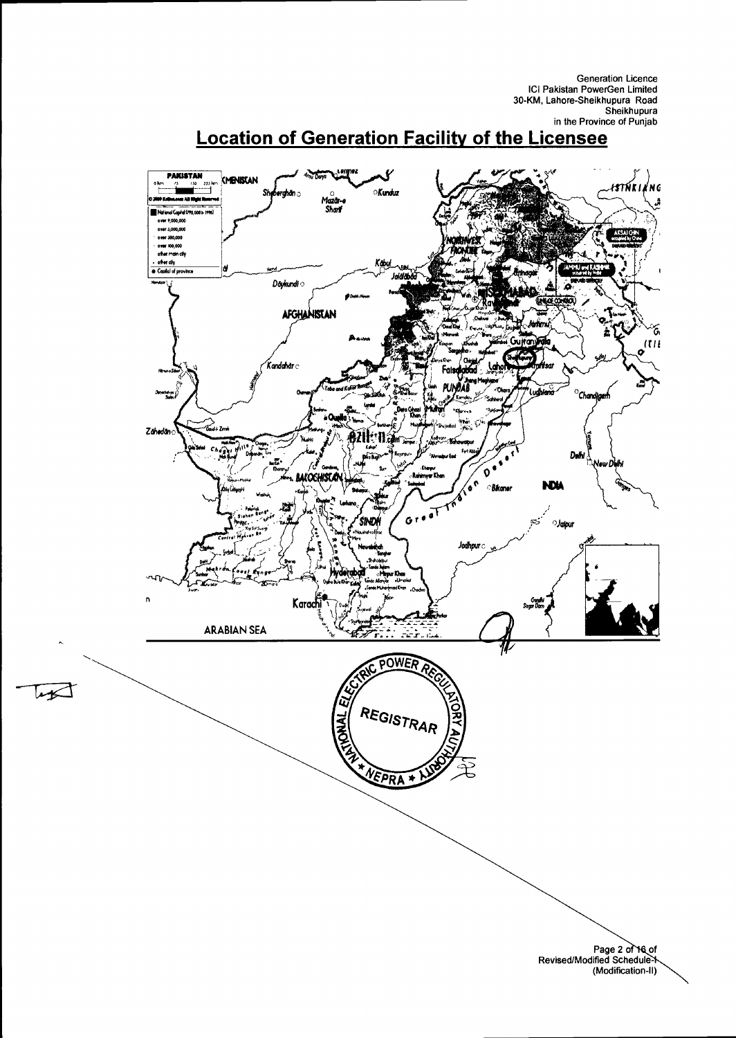Generation Licence
ICI Pakistan PowerGen Limited
30-KM, Lahore-Sheikhupura Road
Sheikhupura
in the Province of Punjab

# Location of Generation Facility of the Licensee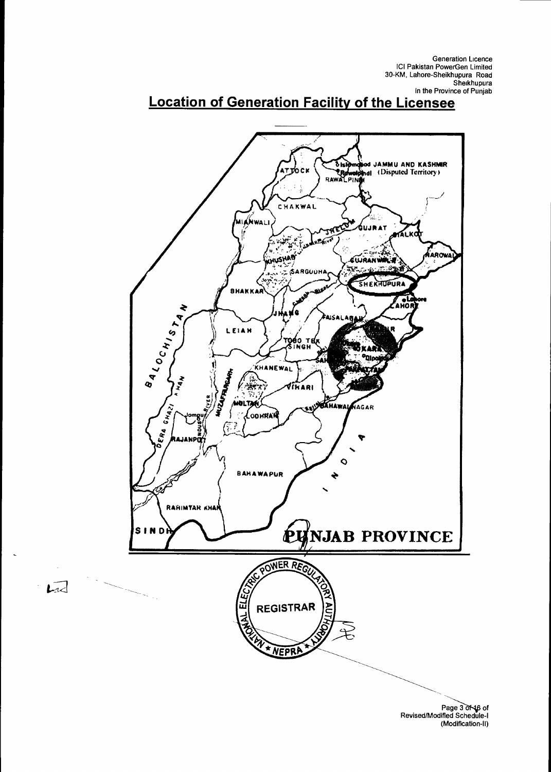Generation Licence
ICI Pakistan PowerGen Limited
30-KM, Lahore-Sheikhupura Road
Sheikhupura
In the Province of Punjab

# Location of Generation Facility of the Licensee

PUNJAB PROVINCE

JAMMU AND KASHMIR (Disputed Territory)

ATTOCK, RAWALPINDI, CHAKWAL, MIANWALI, JHELUM, GUJRAT, SIALKOT, NAROWAL, KHUSHAB, GUJRANWALA, SARGODHA, SHEKHUPURA, LAHORE, BHAKKAR, JHANG, FAISALABAD, LEIAH, TOBO TEK SINGH, OKARA, KHANEWAL, VIHARI, MULTAN, LODHRAN, BAHAWALNAGAR, MUZAFFARGARH, DERA GHAZI KHAN, RAJANPUR, BAHAWAPUR, RAHIMYAR KHAN, SINDH, BALOCHISTAN, INDIA

NATIONAL ELECTRIC POWER REGULATORY AUTHORITY
REGISTRAR
NEPRA

Revised/Modified Schedule-I
(Modification-II)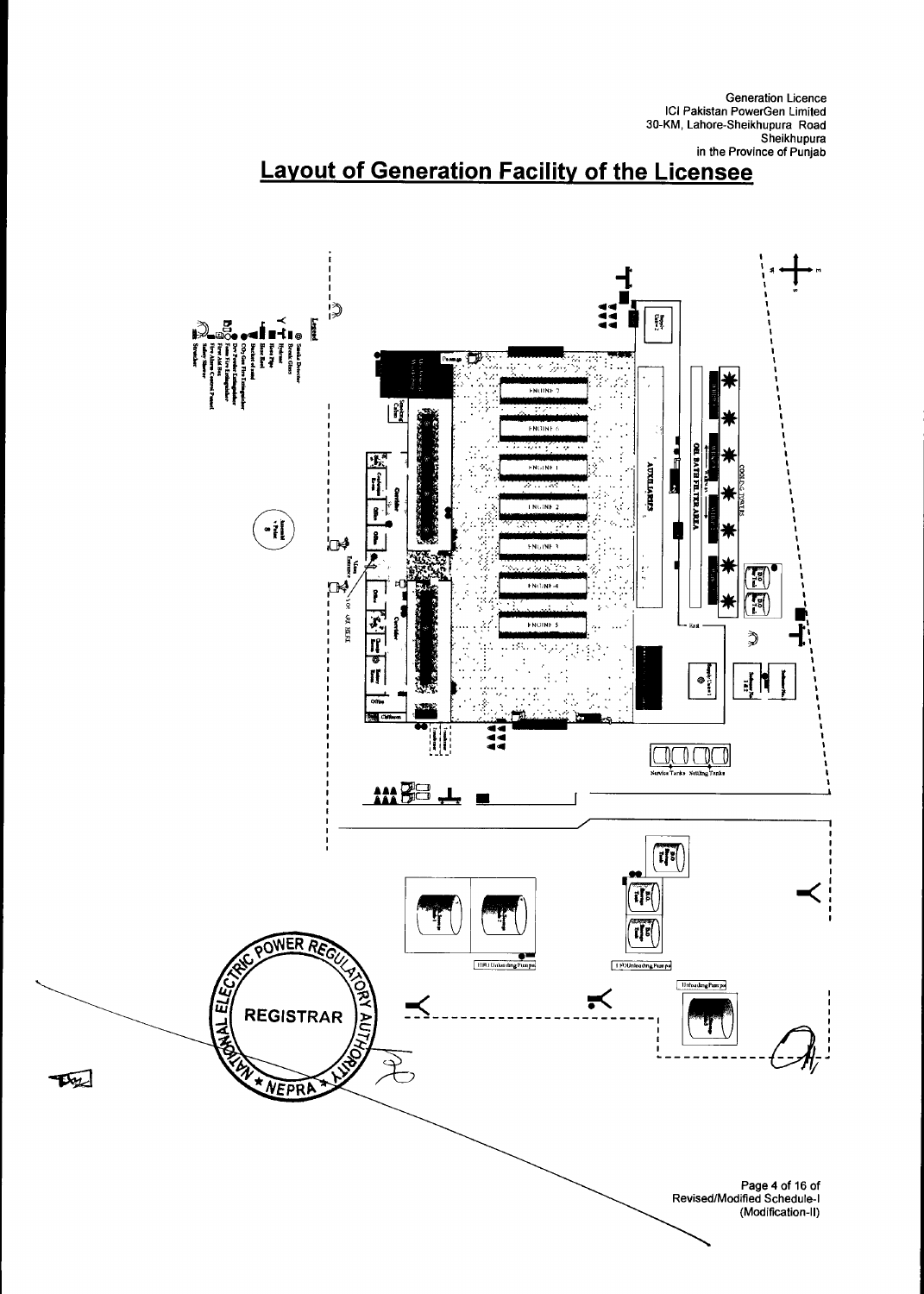Generation Licence
ICI Pakistan PowerGen Limited
30-KM, Lahore-Sheikhupura Road
Sheikhupura
in the Province of Punjab

# Layout of Generation Facility of the Licensee

**Legend**

- Smoke Detector
- Break Glass
- Hydrant
- Hose Pipe
- Hose Reel
- Bucket of sand
- CO2 Gas Fire Extinguisher
- Dry Powder Extinguisher
- Foam Fire Extinguisher
- First Aid Box
- Fire Alarm Control Panel
- Safety Shower
- Stretcher

ENGINE 7

ENGINE 6

ENGINE 1

ENGINE 2

ENGINE 3

ENGINE 4

ENGINE 5

AUXILIARIES

OIL BATH FILTER AREA

COOLING TOWERS

Main Entrance

Assembly Point

Corridor

Office

Conference Room

Change Room

Store Room

Smoking Cabin

Cafeteria

Supply Crane-2

Supply Crane-1

Substation No. 1 & 2

Service Tanks

Settling Tanks

HFO Unloading Pumps

LFO Unloading Pumps

Unloading Pumps

Page 4 of 16 of
Revised/Modified Schedule-I
(Modification-II)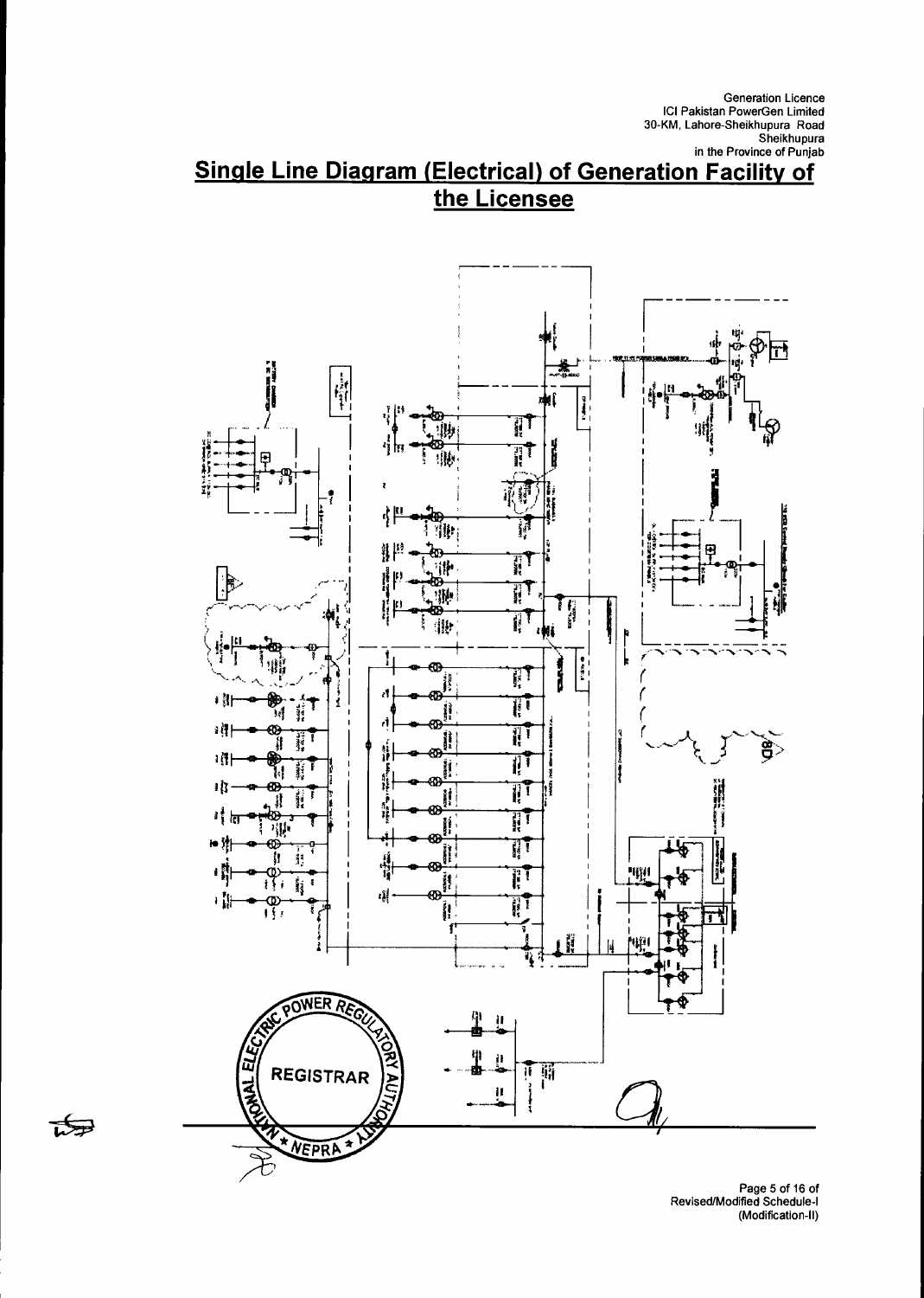Generation Licence
ICI Pakistan PowerGen Limited
30-KM, Lahore-Sheikhupura Road
Sheikhupura
in the Province of Punjab

# Single Line Diagram (Electrical) of Generation Facility of the Licensee

NATIONAL ELECTRIC POWER REGULATORY AUTHORITY
REGISTRAR
NEPRA

Page 5 of 16 of
Revised/Modified Schedule-I
(Modification-II)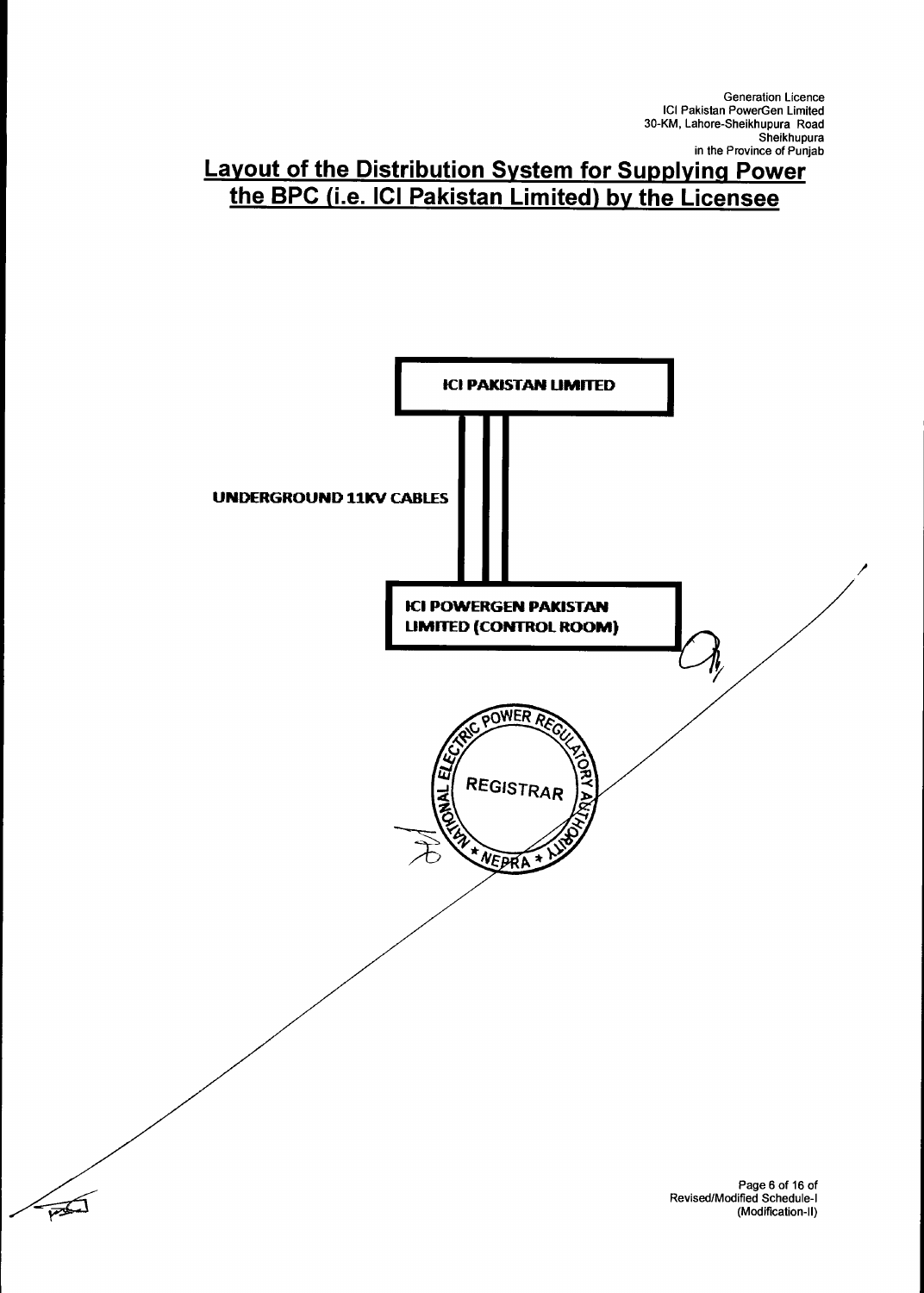Generation Licence
ICI Pakistan PowerGen Limited
30-KM, Lahore-Sheikhupura Road
Sheikhupura
in the Province of Punjab

## Layout of the Distribution System for Supplying Power the BPC (i.e. ICI Pakistan Limited) by the Licensee

ICI PAKISTAN LIMITED

UNDERGROUND 11KV CABLES

ICI POWERGEN PAKISTAN LIMITED (CONTROL ROOM)

NATIONAL ELECTRIC POWER REGULATORY AUTHORITY
REGISTRAR
NEPRA

Revised/Modified Schedule-I
(Modification-II)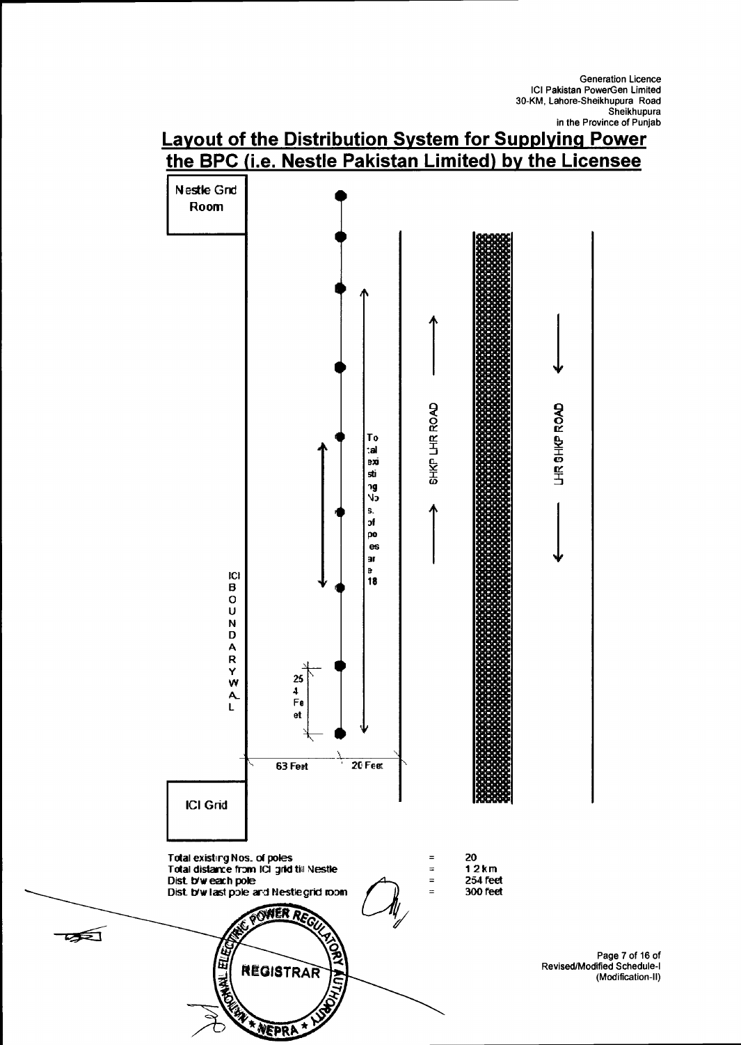Generation Licence
ICI Pakistan PowerGen Limited
30-KM, Lahore-Sheikhupura Road
Sheikhupura
in the Province of Punjab

# Layout of the Distribution System for Supplying Power the BPC (i.e. Nestle Pakistan Limited) by the Licensee

Nestle Grid Room

ICI BOUNDARY WALL

Total existing Nos. of poles are 18

SHKP LHR ROAD

LHR SHKP ROAD

254 Feet

63 Feet

20 Feet

ICI Grid

| | | |
|---|---|---|
| Total existing Nos. of poles | = | 20 |
| Total distance from ICI grid till Nestle | = | 1.2 km |
| Dist. b/w each pole | = | 254 feet |
| Dist. b/w last pole and Nestle grid room | = | 300 feet |

NATIONAL ELECTRIC POWER REGULATORY AUTHORITY
REGISTRAR
NEPRA

Revised/Modified Schedule-I
(Modification-II)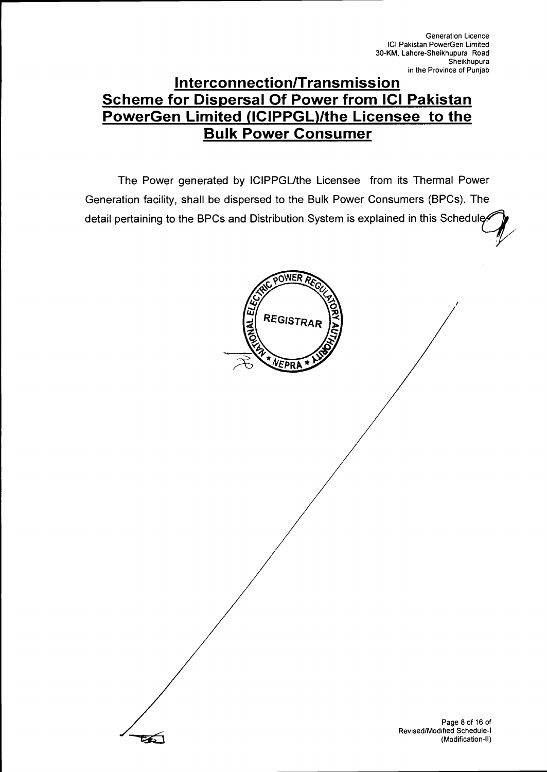# Interconnection/Transmission Scheme for Dispersal Of Power from ICI Pakistan PowerGen Limited (ICIPPGL)/the Licensee to the Bulk Power Consumer

The Power generated by ICIPPGL/the Licensee from its Thermal Power Generation facility, shall be dispersed to the Bulk Power Consumers (BPCs). The detail pertaining to the BPCs and Distribution System is explained in this Schedule.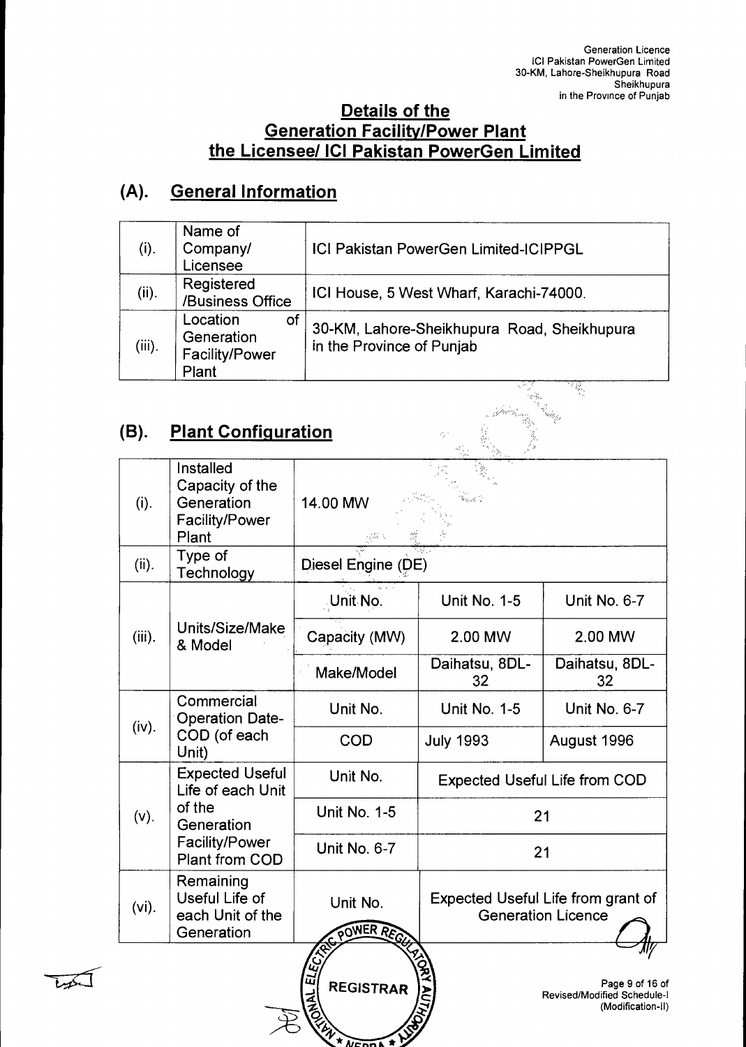# Details of the Generation Facility/Power Plant the Licensee/ ICI Pakistan PowerGen Limited

## (A). General Information

| | | |
|---|---|---|
| (i). | Name of Company/ Licensee | ICI Pakistan PowerGen Limited-ICIPPGL |
| (ii). | Registered /Business Office | ICI House, 5 West Wharf, Karachi-74000. |
| (iii). | Location of Generation Facility/Power Plant | 30-KM, Lahore-Sheikhupura Road, Sheikhupura in the Province of Punjab |

## (B). Plant Configuration

| | | | | |
|---|---|---|---|---|
| (i). | Installed Capacity of the Generation Facility/Power Plant | 14.00 MW | | |
| (ii). | Type of Technology | Diesel Engine (DE) | | |
| (iii). | Units/Size/Make & Model | Unit No. | Unit No. 1-5 | Unit No. 6-7 |
| | | Capacity (MW) | 2.00 MW | 2.00 MW |
| | | Make/Model | Daihatsu, 8DL-32 | Daihatsu, 8DL-32 |
| (iv). | Commercial Operation Date-COD (of each Unit) | Unit No. | Unit No. 1-5 | Unit No. 6-7 |
| | | COD | July 1993 | August 1996 |
| (v). | Expected Useful Life of each Unit of the Generation Facility/Power Plant from COD | Unit No. | Expected Useful Life from COD | |
| | | Unit No. 1-5 | 21 | |
| | | Unit No. 6-7 | 21 | |
| (vi). | Remaining Useful Life of each Unit of the Generation | Unit No. | Expected Useful Life from grant of Generation Licence | |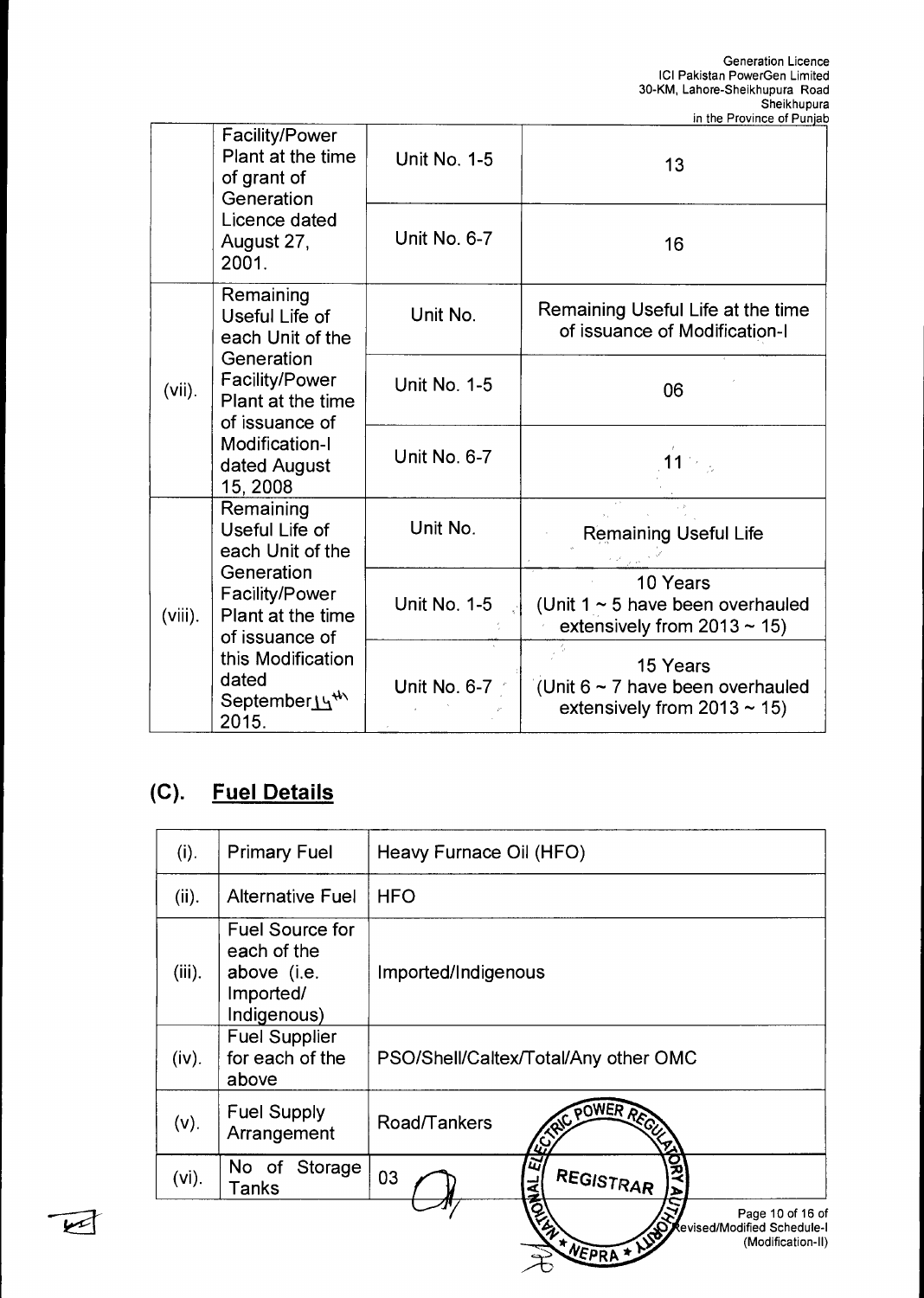| | Facility/Power Plant at the time of grant of Generation Licence dated August 27, 2001. | Unit No. 1-5 | 13 |
|---|---|---|---|
| | | Unit No. 6-7 | 16 |
| (vii). | Remaining Useful Life of each Unit of the Generation Facility/Power Plant at the time of issuance of Modification-I dated August 15, 2008 | Unit No. | Remaining Useful Life at the time of issuance of Modification-I |
| | | Unit No. 1-5 | 06 |
| | | Unit No. 6-7 | 11 |
| (viii). | Remaining Useful Life of each Unit of the Generation Facility/Power Plant at the time of issuance of this Modification dated September 14th 2015. | Unit No. | Remaining Useful Life |
| | | Unit No. 1-5 | 10 Years (Unit 1 ~ 5 have been overhauled extensively from 2013 ~ 15) |
| | | Unit No. 6-7 | 15 Years (Unit 6 ~ 7 have been overhauled extensively from 2013 ~ 15) |

## (C). Fuel Details

| (i). | Primary Fuel | Heavy Furnace Oil (HFO) |
|---|---|---|
| (ii). | Alternative Fuel | HFO |
| (iii). | Fuel Source for each of the above (i.e. Imported/ Indigenous) | Imported/Indigenous |
| (iv). | Fuel Supplier for each of the above | PSO/Shell/Caltex/Total/Any other OMC |
| (v). | Fuel Supply Arrangement | Road/Tankers |
| (vi). | No of Storage Tanks | 03 |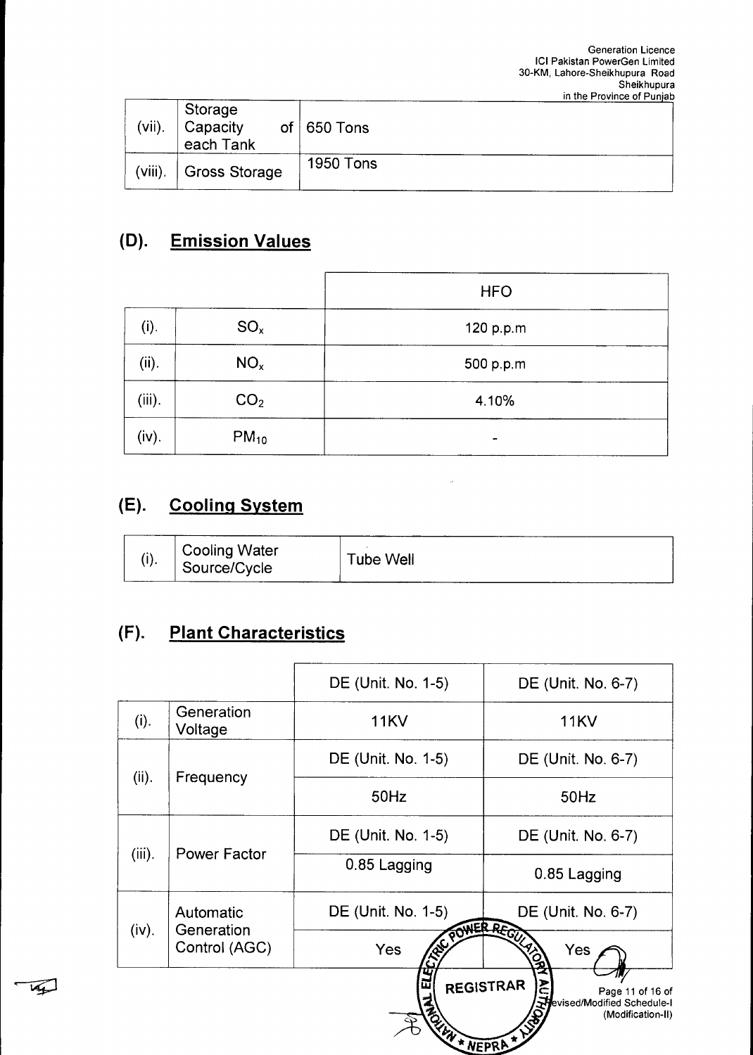| | | |
|---|---|---|
| (vii). | Storage Capacity of each Tank | 650 Tons |
| (viii). | Gross Storage | 1950 Tons |

## (D). Emission Values

| | | HFO |
|---|---|---|
| (i). | $SO_x$ | 120 p.p.m |
| (ii). | $NO_x$ | 500 p.p.m |
| (iii). | $CO_2$ | 4.10% |
| (iv). | $PM_{10}$ | - |

## (E). Cooling System

| | | |
|---|---|---|
| (i). | Cooling Water Source/Cycle | Tube Well |

## (F). Plant Characteristics

| | | DE (Unit. No. 1-5) | DE (Unit. No. 6-7) |
|---|---|---|---|
| (i). | Generation Voltage | 11KV | 11KV |
| (ii). | Frequency | DE (Unit. No. 1-5) | DE (Unit. No. 6-7) |
| | | 50Hz | 50Hz |
| (iii). | Power Factor | DE (Unit. No. 1-5) | DE (Unit. No. 6-7) |
| | | 0.85 Lagging | 0.85 Lagging |
| (iv). | Automatic Generation Control (AGC) | DE (Unit. No. 1-5) | DE (Unit. No. 6-7) |
| | | Yes | Yes |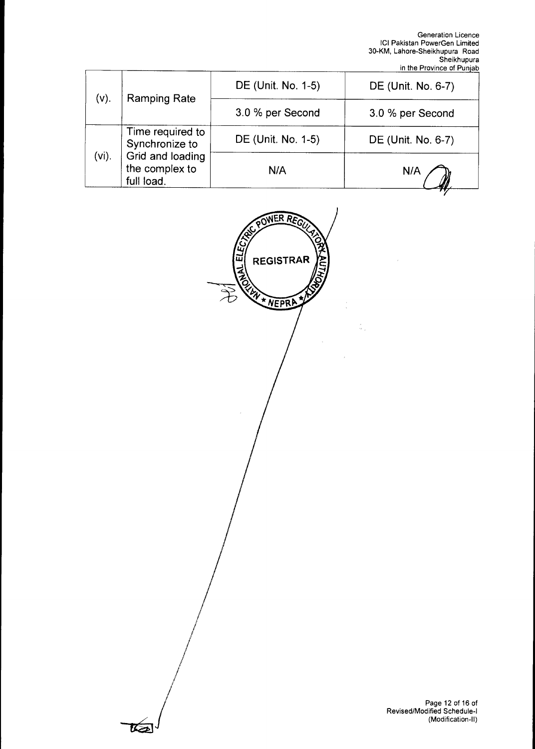| (v). | Ramping Rate | DE (Unit. No. 1-5) | DE (Unit. No. 6-7) |
|---|---|---|---|
| | | 3.0 % per Second | 3.0 % per Second |
| (vi). | Time required to Synchronize to Grid and loading the complex to full load. | DE (Unit. No. 1-5) | DE (Unit. No. 6-7) |
| | | N/A | N/A |

NATIONAL ELECTRIC POWER REGULATORY AUTHORITY
REGISTRAR
NEPRA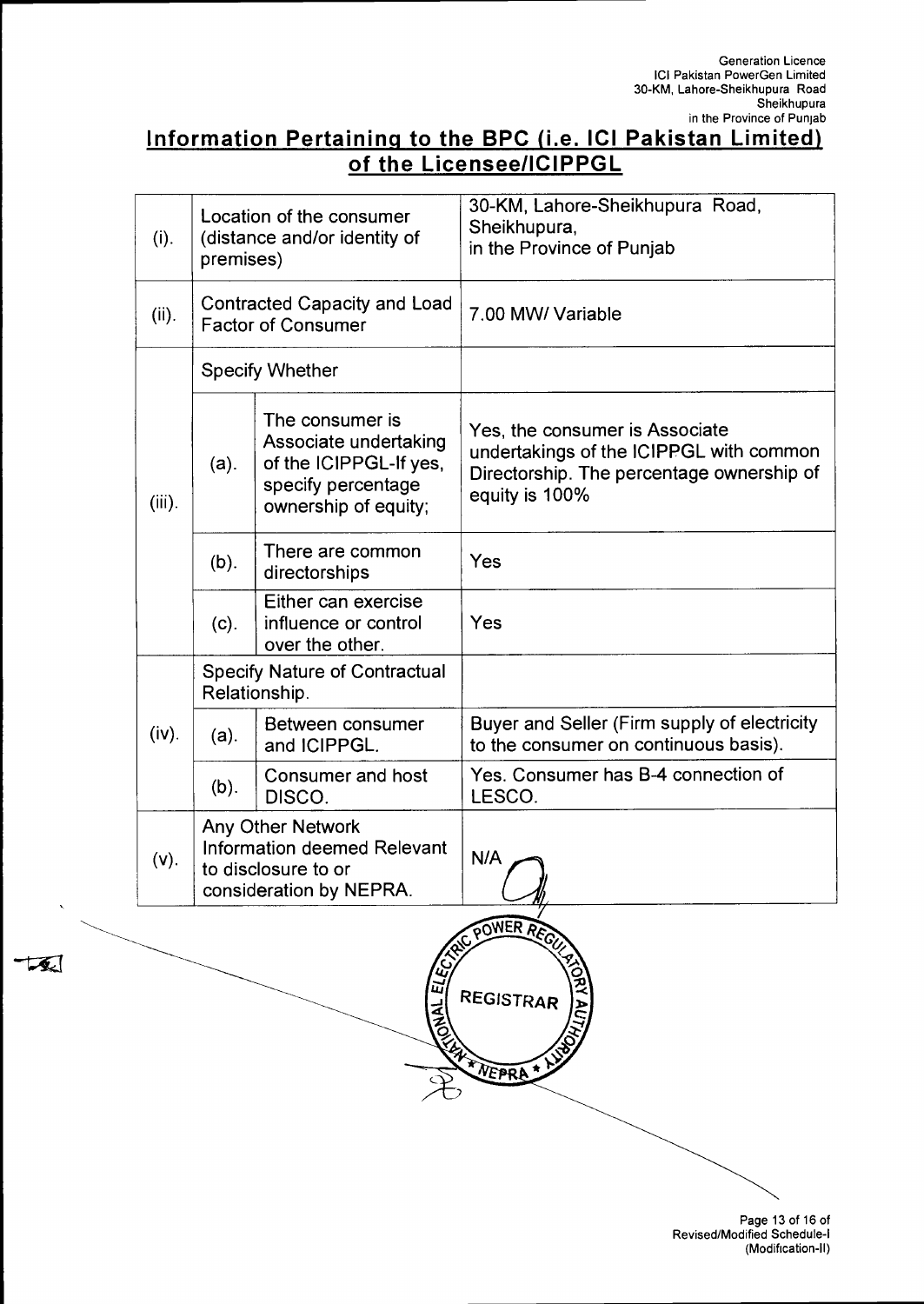## Information Pertaining to the BPC (i.e. ICI Pakistan Limited) of the Licensee/ICIPPGL

| | | | |
|---|---|---|---|
| (i). | Location of the consumer (distance and/or identity of premises) | | 30-KM, Lahore-Sheikhupura Road, Sheikhupura, in the Province of Punjab |
| (ii). | Contracted Capacity and Load Factor of Consumer | | 7.00 MW/ Variable |
| (iii). | Specify Whether | | |
| | (a). | The consumer is Associate undertaking of the ICIPPGL-If yes, specify percentage ownership of equity; | Yes, the consumer is Associate undertakings of the ICIPPGL with common Directorship. The percentage ownership of equity is 100% |
| | (b). | There are common directorships | Yes |
| | (c). | Either can exercise influence or control over the other. | Yes |
| (iv). | Specify Nature of Contractual Relationship. | | |
| | (a). | Between consumer and ICIPPGL. | Buyer and Seller (Firm supply of electricity to the consumer on continuous basis). |
| | (b). | Consumer and host DISCO. | Yes. Consumer has B-4 connection of LESCO. |
| (v). | Any Other Network Information deemed Relevant to disclosure to or consideration by NEPRA. | | N/A |

NATIONAL ELECTRIC POWER REGULATORY AUTHORITY
REGISTRAR
NEPRA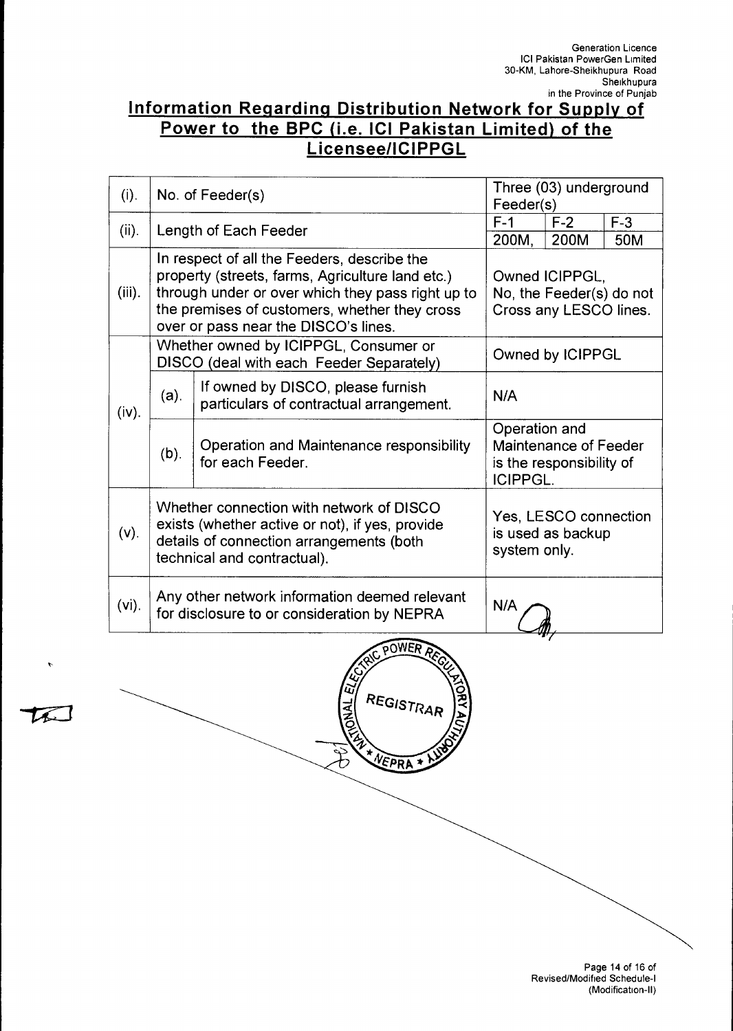## Information Regarding Distribution Network for Supply of Power to the BPC (i.e. ICI Pakistan Limited) of the Licensee/ICIPPGL

| | | | | | |
|---|---|---|---|---|---|
| (i). | No. of Feeder(s) | | Three (03) underground Feeder(s) | | |
| (ii). | Length of Each Feeder | | F-1 | F-2 | F-3 |
| | | | 200M, | 200M | 50M |
| (iii). | In respect of all the Feeders, describe the property (streets, farms, Agriculture land etc.) through under or over which they pass right up to the premises of customers, whether they cross over or pass near the DISCO's lines. | | Owned ICIPPGL, No, the Feeder(s) do not Cross any LESCO lines. | | |
| (iv). | Whether owned by ICIPPGL, Consumer or DISCO (deal with each Feeder Separately) | | Owned by ICIPPGL | | |
| | (a). | If owned by DISCO, please furnish particulars of contractual arrangement. | N/A | | |
| | (b). | Operation and Maintenance responsibility for each Feeder. | Operation and Maintenance of Feeder is the responsibility of ICIPPGL. | | |
| (v). | Whether connection with network of DISCO exists (whether active or not), if yes, provide details of connection arrangements (both technical and contractual). | | Yes, LESCO connection is used as backup system only. | | |
| (vi). | Any other network information deemed relevant for disclosure to or consideration by NEPRA | | N/A | | |

NATIONAL ELECTRIC POWER REGULATORY AUTHORITY REGISTRAR NEPRA

Page 14 of 16 of Revised/Modified Schedule-I (Modification-II)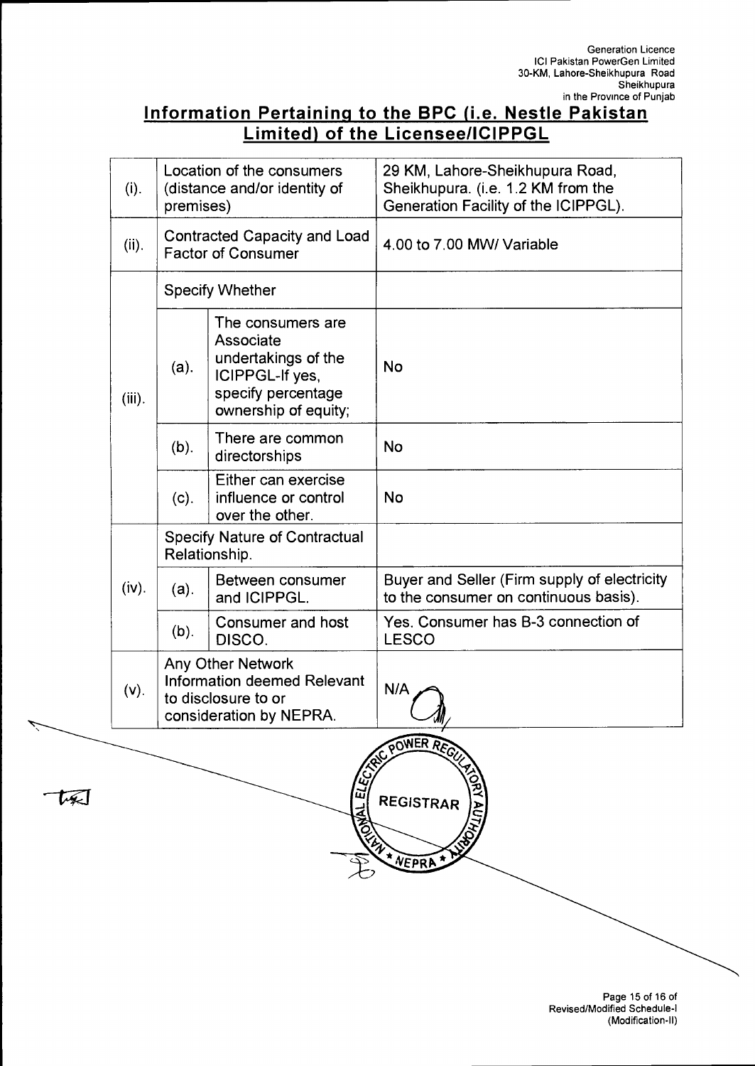## Information Pertaining to the BPC (i.e. Nestle Pakistan Limited) of the Licensee/ICIPPGL

| | | | |
|---|---|---|---|
| (i). | Location of the consumers (distance and/or identity of premises) | | 29 KM, Lahore-Sheikhupura Road, Sheikhupura. (i.e. 1.2 KM from the Generation Facility of the ICIPPGL). |
| (ii). | Contracted Capacity and Load Factor of Consumer | | 4.00 to 7.00 MW/ Variable |
| (iii). | Specify Whether | | |
| | (a). | The consumers are Associate undertakings of the ICIPPGL-If yes, specify percentage ownership of equity; | No |
| | (b). | There are common directorships | No |
| | (c). | Either can exercise influence or control over the other. | No |
| (iv). | Specify Nature of Contractual Relationship. | | |
| | (a). | Between consumer and ICIPPGL. | Buyer and Seller (Firm supply of electricity to the consumer on continuous basis). |
| | (b). | Consumer and host DISCO. | Yes. Consumer has B-3 connection of LESCO |
| (v). | Any Other Network Information deemed Relevant to disclosure to or consideration by NEPRA. | | N/A |

NATIONAL ELECTRIC POWER REGULATORY AUTHORITY
REGISTRAR
NEPRA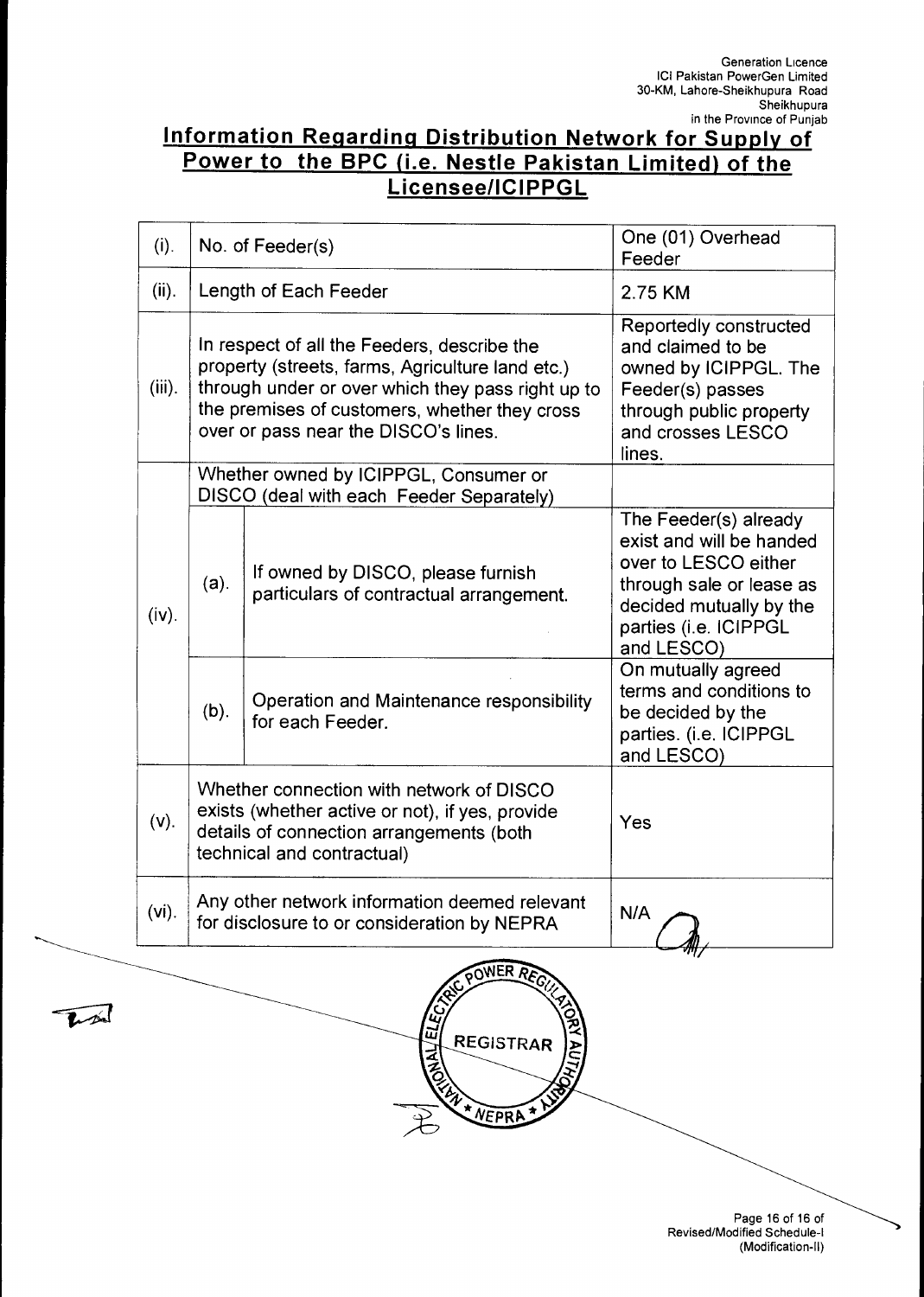## Information Regarding Distribution Network for Supply of Power to the BPC (i.e. Nestle Pakistan Limited) of the Licensee/ICIPPGL

| (i). | No. of Feeder(s) | | One (01) Overhead Feeder |
|---|---|---|---|
| (ii). | Length of Each Feeder | | 2.75 KM |
| (iii). | In respect of all the Feeders, describe the property (streets, farms, Agriculture land etc.) through under or over which they pass right up to the premises of customers, whether they cross over or pass near the DISCO's lines. | | Reportedly constructed and claimed to be owned by ICIPPGL. The Feeder(s) passes through public property and crosses LESCO lines. |
| (iv). | Whether owned by ICIPPGL, Consumer or DISCO (deal with each Feeder Separately) | | |
| | (a). | If owned by DISCO, please furnish particulars of contractual arrangement. | The Feeder(s) already exist and will be handed over to LESCO either through sale or lease as decided mutually by the parties (i.e. ICIPPGL and LESCO) |
| | (b). | Operation and Maintenance responsibility for each Feeder. | On mutually agreed terms and conditions to be decided by the parties. (i.e. ICIPPGL and LESCO) |
| (v). | Whether connection with network of DISCO exists (whether active or not), if yes, provide details of connection arrangements (both technical and contractual) | | Yes |
| (vi). | Any other network information deemed relevant for disclosure to or consideration by NEPRA | | N/A |

NATIONAL ELECTRIC POWER REGULATORY AUTHORITY
REGISTRAR
NEPRA

Revised/Modified Schedule-I (Modification-II)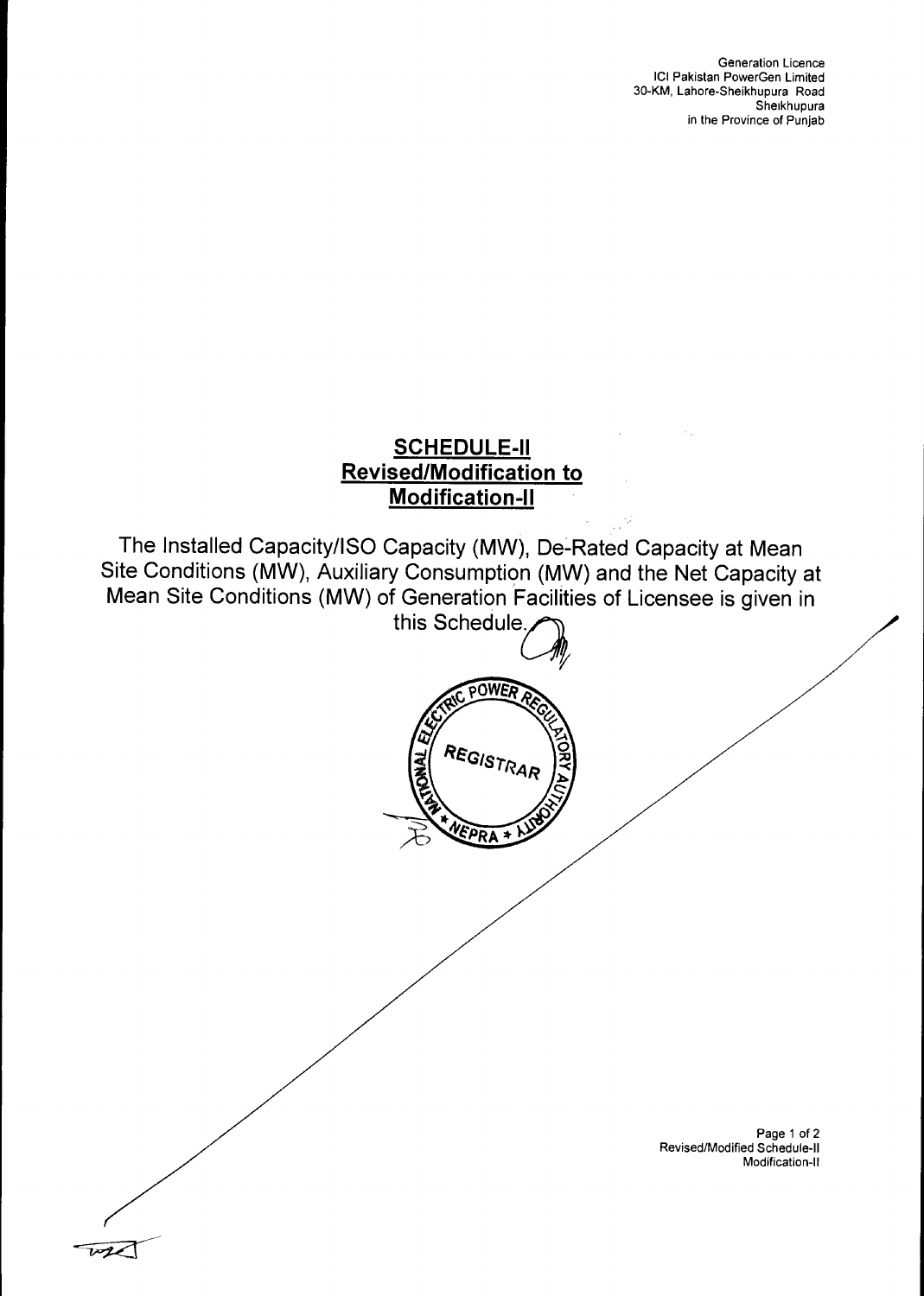## SCHEDULE-II
## Revised/Modification to Modification-II

The Installed Capacity/ISO Capacity (MW), De-Rated Capacity at Mean Site Conditions (MW), Auxiliary Consumption (MW) and the Net Capacity at Mean Site Conditions (MW) of Generation Facilities of Licensee is given in this Schedule.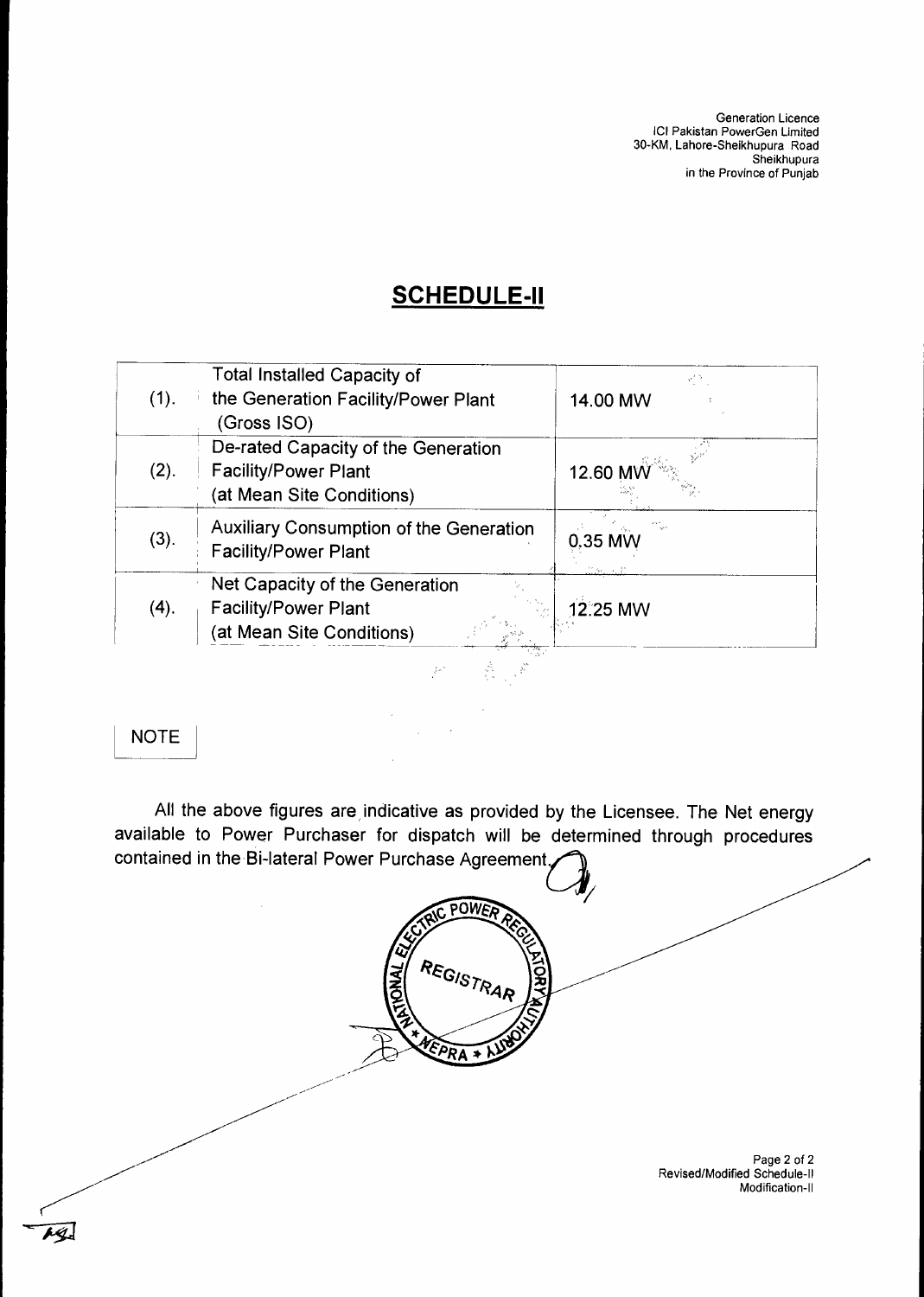Generation Licence
ICI Pakistan PowerGen Limited
30-KM, Lahore-Sheikhupura Road
Sheikhupura
in the Province of Punjab

# SCHEDULE-II

| | | |
|---|---|---|
| (1). | Total Installed Capacity of the Generation Facility/Power Plant (Gross ISO) | 14.00 MW |
| (2). | De-rated Capacity of the Generation Facility/Power Plant (at Mean Site Conditions) | 12.60 MW |
| (3). | Auxiliary Consumption of the Generation Facility/Power Plant | 0.35 MW |
| (4). | Net Capacity of the Generation Facility/Power Plant (at Mean Site Conditions) | 12.25 MW |

**NOTE**

All the above figures are indicative as provided by the Licensee. The Net energy available to Power Purchaser for dispatch will be determined through procedures contained in the Bi-lateral Power Purchase Agreement.

NATIONAL ELECTRIC POWER REGULATORY AUTHORITY
REGISTRAR
NEPRA

Revised/Modified Schedule-II
Modification-II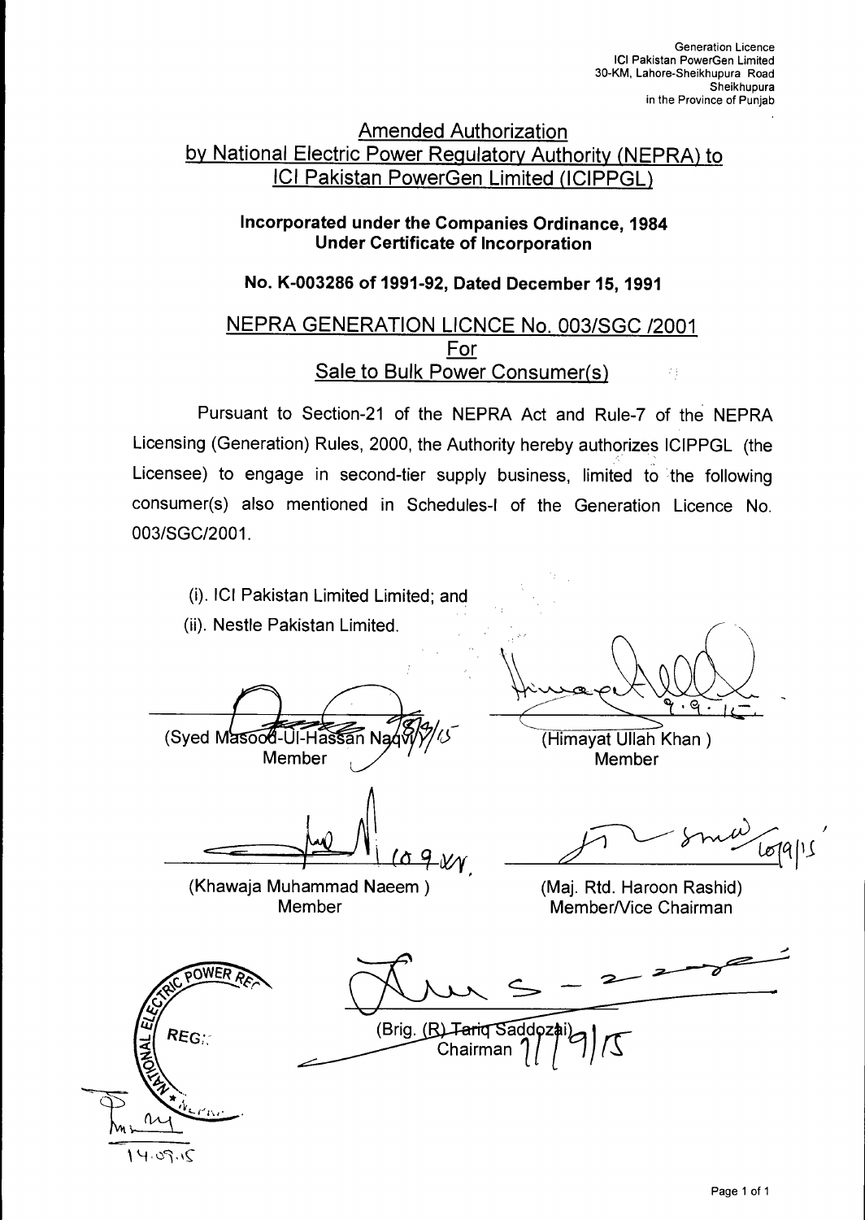Generation Licence
ICI Pakistan PowerGen Limited
30-KM, Lahore-Sheikhupura Road
Sheikhupura
in the Province of Punjab

# Amended Authorization by National Electric Power Regulatory Authority (NEPRA) to ICI Pakistan PowerGen Limited (ICIPPGL)

**Incorporated under the Companies Ordinance, 1984**
**Under Certificate of Incorporation**

**No. K-003286 of 1991-92, Dated December 15, 1991**

## NEPRA GENERATION LICNCE No. 003/SGC /2001
## For
## Sale to Bulk Power Consumer(s)

Pursuant to Section-21 of the NEPRA Act and Rule-7 of the NEPRA Licensing (Generation) Rules, 2000, the Authority hereby authorizes ICIPPGL (the Licensee) to engage in second-tier supply business, limited to the following consumer(s) also mentioned in Schedules-I of the Generation Licence No. 003/SGC/2001.

(i). ICI Pakistan Limited Limited; and

(ii). Nestle Pakistan Limited.

(Syed Masood-Ul-Hassan Naqvi) 8/9/15
Member

(Himayat Ullah Khan) 9.9.15
Member

(Khawaja Muhammad Naeem) 10.9.15
Member

(Maj. Rtd. Haroon Rashid) 10/9/15
Member/Vice Chairman

(Brig. (R) Tariq Saddozai) 11/9/15
Chairman

14.09.15